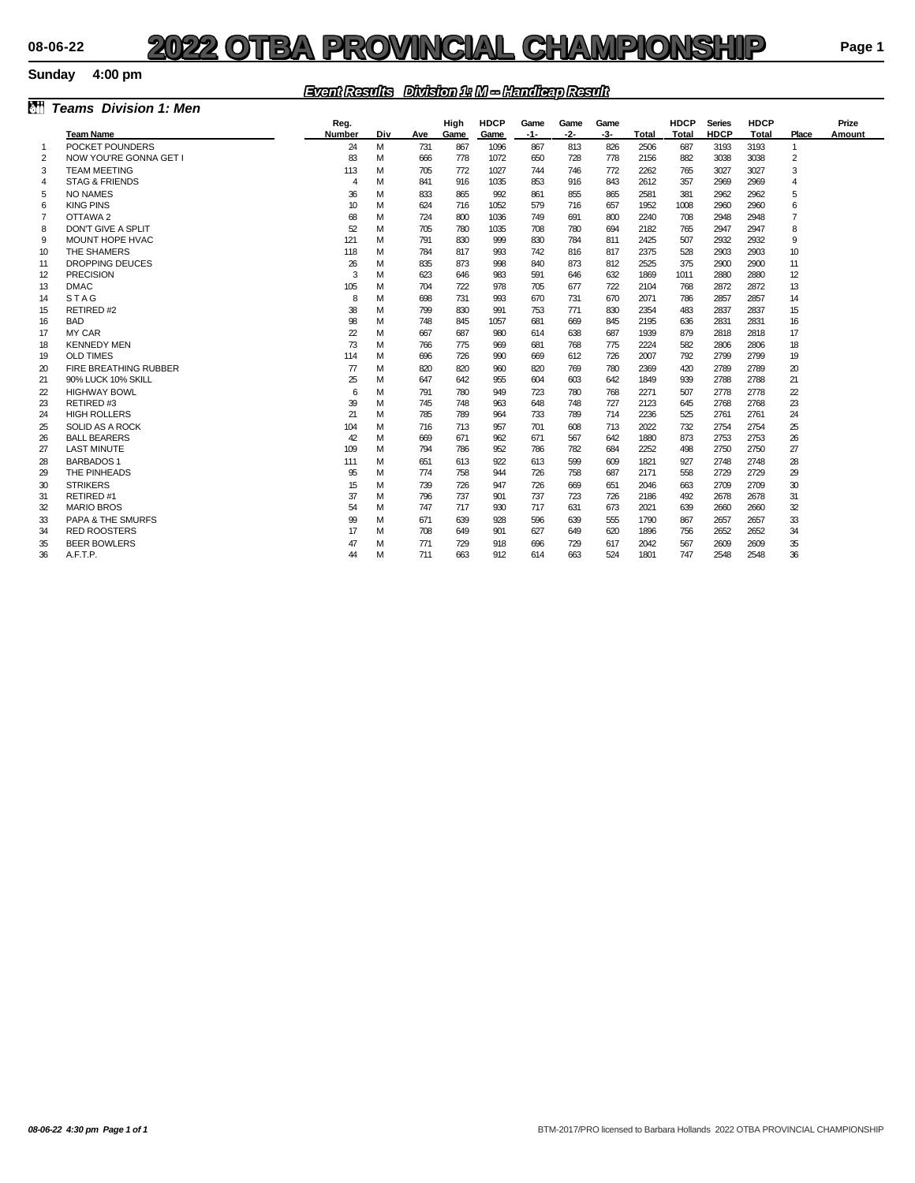# 2022 OTBA PROVINCIAL CHAMPIONSHIP

08-06-22

**Sunday 4:00 pm**

***Event Results Division 1: M -- Handicap Result***

## *Teams Division 1: Men*

| | Team Name | Reg. Number | Div | Ave | High Game | HDCP Game | Game -1- | Game -2- | Game -3- | Total | HDCP Total | Series HDCP | HDCP Total | Place | Prize Amount |
|---|---|---|---|---|---|---|---|---|---|---|---|---|---|---|---|
| 1 | POCKET POUNDERS | 24 | M | 731 | 867 | 1096 | 867 | 813 | 826 | 2506 | 687 | 3193 | 3193 | 1 | |
| 2 | NOW YOU'RE GONNA GET I | 83 | M | 666 | 778 | 1072 | 650 | 728 | 778 | 2156 | 882 | 3038 | 3038 | 2 | |
| 3 | TEAM MEETING | 113 | M | 705 | 772 | 1027 | 744 | 746 | 772 | 2262 | 765 | 3027 | 3027 | 3 | |
| 4 | STAG & FRIENDS | 4 | M | 841 | 916 | 1035 | 853 | 916 | 843 | 2612 | 357 | 2969 | 2969 | 4 | |
| 5 | NO NAMES | 36 | M | 833 | 865 | 992 | 861 | 855 | 865 | 2581 | 381 | 2962 | 2962 | 5 | |
| 6 | KING PINS | 10 | M | 624 | 716 | 1052 | 579 | 716 | 657 | 1952 | 1008 | 2960 | 2960 | 6 | |
| 7 | OTTAWA 2 | 68 | M | 724 | 800 | 1036 | 749 | 691 | 800 | 2240 | 708 | 2948 | 2948 | 7 | |
| 8 | DON'T GIVE A SPLIT | 52 | M | 705 | 780 | 1035 | 708 | 780 | 694 | 2182 | 765 | 2947 | 2947 | 8 | |
| 9 | MOUNT HOPE HVAC | 121 | M | 791 | 830 | 999 | 830 | 784 | 811 | 2425 | 507 | 2932 | 2932 | 9 | |
| 10 | THE SHAMERS | 118 | M | 784 | 817 | 993 | 742 | 816 | 817 | 2375 | 528 | 2903 | 2903 | 10 | |
| 11 | DROPPING DEUCES | 26 | M | 835 | 873 | 998 | 840 | 873 | 812 | 2525 | 375 | 2900 | 2900 | 11 | |
| 12 | PRECISION | 3 | M | 623 | 646 | 983 | 591 | 646 | 632 | 1869 | 1011 | 2880 | 2880 | 12 | |
| 13 | DMAC | 105 | M | 704 | 722 | 978 | 705 | 677 | 722 | 2104 | 768 | 2872 | 2872 | 13 | |
| 14 | S T A G | 8 | M | 698 | 731 | 993 | 670 | 731 | 670 | 2071 | 786 | 2857 | 2857 | 14 | |
| 15 | RETIRED #2 | 38 | M | 799 | 830 | 991 | 753 | 771 | 830 | 2354 | 483 | 2837 | 2837 | 15 | |
| 16 | BAD | 98 | M | 748 | 845 | 1057 | 681 | 669 | 845 | 2195 | 636 | 2831 | 2831 | 16 | |
| 17 | MY CAR | 22 | M | 667 | 687 | 980 | 614 | 638 | 687 | 1939 | 879 | 2818 | 2818 | 17 | |
| 18 | KENNEDY MEN | 73 | M | 766 | 775 | 969 | 681 | 768 | 775 | 2224 | 582 | 2806 | 2806 | 18 | |
| 19 | OLD TIMES | 114 | M | 696 | 726 | 990 | 669 | 612 | 726 | 2007 | 792 | 2799 | 2799 | 19 | |
| 20 | FIRE BREATHING RUBBER | 77 | M | 820 | 820 | 960 | 820 | 769 | 780 | 2369 | 420 | 2789 | 2789 | 20 | |
| 21 | 90% LUCK 10% SKILL | 25 | M | 647 | 642 | 955 | 604 | 603 | 642 | 1849 | 939 | 2788 | 2788 | 21 | |
| 22 | HIGHWAY BOWL | 6 | M | 791 | 780 | 949 | 723 | 780 | 768 | 2271 | 507 | 2778 | 2778 | 22 | |
| 23 | RETIRED #3 | 39 | M | 745 | 748 | 963 | 648 | 748 | 727 | 2123 | 645 | 2768 | 2768 | 23 | |
| 24 | HIGH ROLLERS | 21 | M | 785 | 789 | 964 | 733 | 789 | 714 | 2236 | 525 | 2761 | 2761 | 24 | |
| 25 | SOLID AS A ROCK | 104 | M | 716 | 713 | 957 | 701 | 608 | 713 | 2022 | 732 | 2754 | 2754 | 25 | |
| 26 | BALL BEARERS | 42 | M | 669 | 671 | 962 | 671 | 567 | 642 | 1880 | 873 | 2753 | 2753 | 26 | |
| 27 | LAST MINUTE | 109 | M | 794 | 786 | 952 | 786 | 782 | 684 | 2252 | 498 | 2750 | 2750 | 27 | |
| 28 | BARBADOS 1 | 111 | M | 651 | 613 | 922 | 613 | 599 | 609 | 1821 | 927 | 2748 | 2748 | 28 | |
| 29 | THE PINHEADS | 95 | M | 774 | 758 | 944 | 726 | 758 | 687 | 2171 | 558 | 2729 | 2729 | 29 | |
| 30 | STRIKERS | 15 | M | 739 | 726 | 947 | 726 | 669 | 651 | 2046 | 663 | 2709 | 2709 | 30 | |
| 31 | RETIRED #1 | 37 | M | 796 | 737 | 901 | 737 | 723 | 726 | 2186 | 492 | 2678 | 2678 | 31 | |
| 32 | MARIO BROS | 54 | M | 747 | 717 | 930 | 717 | 631 | 673 | 2021 | 639 | 2660 | 2660 | 32 | |
| 33 | PAPA & THE SMURFS | 99 | M | 671 | 639 | 928 | 596 | 639 | 555 | 1790 | 867 | 2657 | 2657 | 33 | |
| 34 | RED ROOSTERS | 17 | M | 708 | 649 | 901 | 627 | 649 | 620 | 1896 | 756 | 2652 | 2652 | 34 | |
| 35 | BEER BOWLERS | 47 | M | 771 | 729 | 918 | 696 | 729 | 617 | 2042 | 567 | 2609 | 2609 | 35 | |
| 36 | A.F.T.P. | 44 | M | 711 | 663 | 912 | 614 | 663 | 524 | 1801 | 747 | 2548 | 2548 | 36 | |

*08-06-22 4:30 pm Page 1 of 1*

BTM-2017/PRO licensed to Barbara Hollands 2022 OTBA PROVINCIAL CHAMPIONSHIP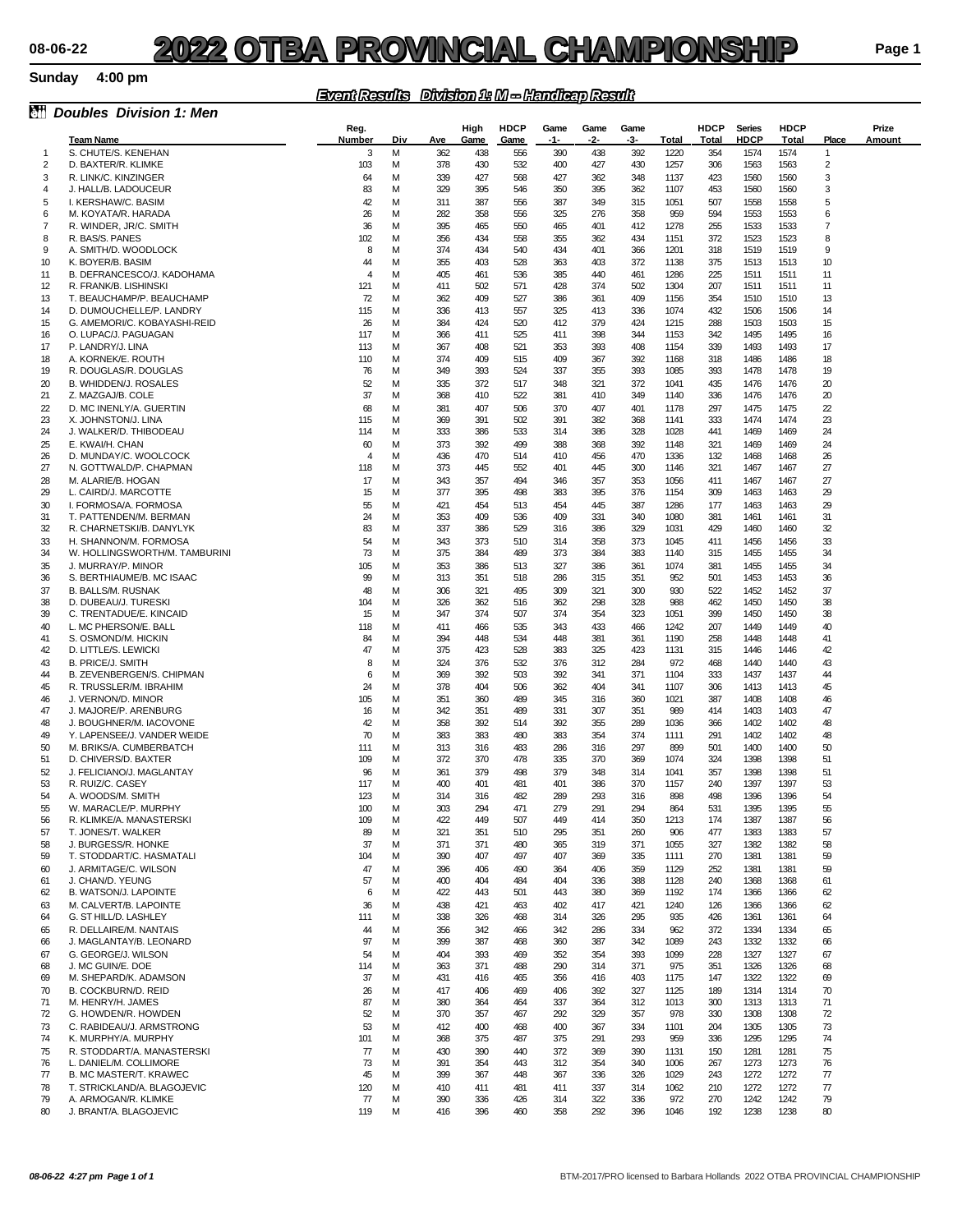# 2022 OTBA PROVINCIAL CHAMPIONSHIP

08-06-22

**Sunday 4:00 pm**

***Event Results Division 1: M -- Handicap Result***

## *Doubles Division 1: Men*

| | Team Name | Reg. Number | Div | Ave | High Game | HDCP Game | Game -1- | Game -2- | Game -3- | Total | HDCP Total | Series HDCP | HDCP Total | Place | Prize Amount |
|---|---|---|---|---|---|---|---|---|---|---|---|---|---|---|---|
| 1 | S. CHUTE/S. KENEHAN | 3 | M | 362 | 438 | 556 | 390 | 438 | 392 | 1220 | 354 | 1574 | 1574 | 1 | |
| 2 | D. BAXTER/R. KLIMKE | 103 | M | 378 | 430 | 532 | 400 | 427 | 430 | 1257 | 306 | 1563 | 1563 | 2 | |
| 3 | R. LINK/C. KINZINGER | 64 | M | 339 | 427 | 568 | 427 | 362 | 348 | 1137 | 423 | 1560 | 1560 | 3 | |
| 4 | J. HALL/B. LADOUCEUR | 83 | M | 329 | 395 | 546 | 350 | 395 | 362 | 1107 | 453 | 1560 | 1560 | 3 | |
| 5 | I. KERSHAW/C. BASIM | 42 | M | 311 | 387 | 556 | 387 | 349 | 315 | 1051 | 507 | 1558 | 1558 | 5 | |
| 6 | M. KOYATA/R. HARADA | 26 | M | 282 | 358 | 556 | 325 | 276 | 358 | 959 | 594 | 1553 | 1553 | 6 | |
| 7 | R. WINDER, JR/C. SMITH | 36 | M | 395 | 465 | 550 | 465 | 401 | 412 | 1278 | 255 | 1533 | 1533 | 7 | |
| 8 | R. BAS/S. PANES | 102 | M | 356 | 434 | 558 | 355 | 362 | 434 | 1151 | 372 | 1523 | 1523 | 8 | |
| 9 | A. SMITH/D. WOODLOCK | 8 | M | 374 | 434 | 540 | 434 | 401 | 366 | 1201 | 318 | 1519 | 1519 | 9 | |
| 10 | K. BOYER/B. BASIM | 44 | M | 355 | 403 | 528 | 363 | 403 | 372 | 1138 | 375 | 1513 | 1513 | 10 | |
| 11 | B. DEFRANCESCO/J. KADOHAMA | 4 | M | 405 | 461 | 536 | 385 | 440 | 461 | 1286 | 225 | 1511 | 1511 | 11 | |
| 12 | R. FRANK/B. LISHINSKI | 121 | M | 411 | 502 | 571 | 428 | 374 | 502 | 1304 | 207 | 1511 | 1511 | 11 | |
| 13 | T. BEAUCHAMP/P. BEAUCHAMP | 72 | M | 362 | 409 | 527 | 386 | 361 | 409 | 1156 | 354 | 1510 | 1510 | 13 | |
| 14 | D. DUMOUCHELLE/P. LANDRY | 115 | M | 336 | 413 | 557 | 325 | 413 | 336 | 1074 | 432 | 1506 | 1506 | 14 | |
| 15 | G. AMEMORI/C. KOBAYASHI-REID | 26 | M | 384 | 424 | 520 | 412 | 379 | 424 | 1215 | 288 | 1503 | 1503 | 15 | |
| 16 | O. LUPAC/J. PAGUAGAN | 117 | M | 366 | 411 | 525 | 411 | 398 | 344 | 1153 | 342 | 1495 | 1495 | 16 | |
| 17 | P. LANDRY/J. LINA | 113 | M | 367 | 408 | 521 | 353 | 393 | 408 | 1154 | 339 | 1493 | 1493 | 17 | |
| 18 | A. KORNEK/E. ROUTH | 110 | M | 374 | 409 | 515 | 409 | 367 | 392 | 1168 | 318 | 1486 | 1486 | 18 | |
| 19 | R. DOUGLAS/R. DOUGLAS | 76 | M | 349 | 393 | 524 | 337 | 355 | 393 | 1085 | 393 | 1478 | 1478 | 19 | |
| 20 | B. WHIDDEN/J. ROSALES | 52 | M | 335 | 372 | 517 | 348 | 321 | 372 | 1041 | 435 | 1476 | 1476 | 20 | |
| 21 | Z. MAZGAJ/B. COLE | 37 | M | 368 | 410 | 522 | 381 | 410 | 349 | 1140 | 336 | 1476 | 1476 | 20 | |
| 22 | D. MC INENLY/A. GUERTIN | 68 | M | 381 | 407 | 506 | 370 | 407 | 401 | 1178 | 297 | 1475 | 1475 | 22 | |
| 23 | X. JOHNSTON/J. LINA | 115 | M | 369 | 391 | 502 | 391 | 382 | 368 | 1141 | 333 | 1474 | 1474 | 23 | |
| 24 | J. WALKER/D. THIBODEAU | 114 | M | 333 | 386 | 533 | 314 | 386 | 328 | 1028 | 441 | 1469 | 1469 | 24 | |
| 25 | E. KWAI/H. CHAN | 60 | M | 373 | 392 | 499 | 388 | 368 | 392 | 1148 | 321 | 1469 | 1469 | 24 | |
| 26 | D. MUNDAY/C. WOOLCOCK | 4 | M | 436 | 470 | 514 | 410 | 456 | 470 | 1336 | 132 | 1468 | 1468 | 26 | |
| 27 | N. GOTTWALD/P. CHAPMAN | 118 | M | 373 | 445 | 552 | 401 | 445 | 300 | 1146 | 321 | 1467 | 1467 | 27 | |
| 28 | M. ALARIE/B. HOGAN | 17 | M | 343 | 357 | 494 | 346 | 357 | 353 | 1056 | 411 | 1467 | 1467 | 27 | |
| 29 | L. CAIRD/J. MARCOTTE | 15 | M | 377 | 395 | 498 | 383 | 395 | 376 | 1154 | 309 | 1463 | 1463 | 29 | |
| 30 | I. FORMOSA/A. FORMOSA | 55 | M | 421 | 454 | 513 | 454 | 445 | 387 | 1286 | 177 | 1463 | 1463 | 29 | |
| 31 | T. PATTENDEN/M. BERMAN | 24 | M | 353 | 409 | 536 | 409 | 331 | 340 | 1080 | 381 | 1461 | 1461 | 31 | |
| 32 | R. CHARNETSKI/B. DANYLYK | 83 | M | 337 | 386 | 529 | 316 | 386 | 329 | 1031 | 429 | 1460 | 1460 | 32 | |
| 33 | H. SHANNON/M. FORMOSA | 54 | M | 343 | 373 | 510 | 314 | 358 | 373 | 1045 | 411 | 1456 | 1456 | 33 | |
| 34 | W. HOLLINGSWORTH/M. TAMBURINI | 73 | M | 375 | 384 | 489 | 373 | 384 | 383 | 1140 | 315 | 1455 | 1455 | 34 | |
| 35 | J. MURRAY/P. MINOR | 105 | M | 353 | 386 | 513 | 327 | 386 | 361 | 1074 | 381 | 1455 | 1455 | 34 | |
| 36 | S. BERTHIAUME/B. MC ISAAC | 99 | M | 313 | 351 | 518 | 286 | 315 | 351 | 952 | 501 | 1453 | 1453 | 36 | |
| 37 | B. BALLS/M. RUSNAK | 48 | M | 306 | 321 | 495 | 309 | 321 | 300 | 930 | 522 | 1452 | 1452 | 37 | |
| 38 | D. DUBEAU/J. TURESKI | 104 | M | 326 | 362 | 516 | 362 | 298 | 328 | 988 | 462 | 1450 | 1450 | 38 | |
| 39 | C. TRENTADUE/E. KINCAID | 15 | M | 347 | 374 | 507 | 374 | 354 | 323 | 1051 | 399 | 1450 | 1450 | 38 | |
| 40 | L. MC PHERSON/E. BALL | 118 | M | 411 | 466 | 535 | 343 | 433 | 466 | 1242 | 207 | 1449 | 1449 | 40 | |
| 41 | S. OSMOND/M. HICKIN | 84 | M | 394 | 448 | 534 | 448 | 381 | 361 | 1190 | 258 | 1448 | 1448 | 41 | |
| 42 | D. LITTLE/S. LEWICKI | 47 | M | 375 | 423 | 528 | 383 | 325 | 423 | 1131 | 315 | 1446 | 1446 | 42 | |
| 43 | B. PRICE/J. SMITH | 8 | M | 324 | 376 | 532 | 376 | 312 | 284 | 972 | 468 | 1440 | 1440 | 43 | |
| 44 | B. ZEVENBERGEN/S. CHIPMAN | 6 | M | 369 | 392 | 503 | 392 | 341 | 371 | 1104 | 333 | 1437 | 1437 | 44 | |
| 45 | R. TRUSSLER/M. IBRAHIM | 24 | M | 378 | 404 | 506 | 362 | 404 | 341 | 1107 | 306 | 1413 | 1413 | 45 | |
| 46 | J. VERNON/D. MINOR | 105 | M | 351 | 360 | 489 | 345 | 316 | 360 | 1021 | 387 | 1408 | 1408 | 46 | |
| 47 | J. MAJORE/P. ARENBURG | 16 | M | 342 | 351 | 489 | 331 | 307 | 351 | 989 | 414 | 1403 | 1403 | 47 | |
| 48 | J. BOUGHNER/M. IACOVONE | 42 | M | 358 | 392 | 514 | 392 | 355 | 289 | 1036 | 366 | 1402 | 1402 | 48 | |
| 49 | Y. LAPENSEE/J. VANDER WEIDE | 70 | M | 383 | 383 | 480 | 383 | 354 | 374 | 1111 | 291 | 1402 | 1402 | 48 | |
| 50 | M. BRIKS/A. CUMBERBATCH | 111 | M | 313 | 316 | 483 | 286 | 316 | 297 | 899 | 501 | 1400 | 1400 | 50 | |
| 51 | D. CHIVERS/D. BAXTER | 109 | M | 372 | 370 | 478 | 335 | 370 | 369 | 1074 | 324 | 1398 | 1398 | 51 | |
| 52 | J. FELICIANO/J. MAGLANTAY | 96 | M | 361 | 379 | 498 | 379 | 348 | 314 | 1041 | 357 | 1398 | 1398 | 51 | |
| 53 | R. RUIZ/C. CASEY | 117 | M | 400 | 401 | 481 | 401 | 386 | 370 | 1157 | 240 | 1397 | 1397 | 53 | |
| 54 | A. WOODS/M. SMITH | 123 | M | 314 | 316 | 482 | 289 | 293 | 316 | 898 | 498 | 1396 | 1396 | 54 | |
| 55 | W. MARACLE/P. MURPHY | 100 | M | 303 | 294 | 471 | 279 | 291 | 294 | 864 | 531 | 1395 | 1395 | 55 | |
| 56 | R. KLIMKE/A. MANASTERSKI | 109 | M | 422 | 449 | 507 | 449 | 414 | 350 | 1213 | 174 | 1387 | 1387 | 56 | |
| 57 | T. JONES/T. WALKER | 89 | M | 321 | 351 | 510 | 295 | 351 | 260 | 906 | 477 | 1383 | 1383 | 57 | |
| 58 | J. BURGESS/R. HONKE | 37 | M | 371 | 371 | 480 | 365 | 319 | 371 | 1055 | 327 | 1382 | 1382 | 58 | |
| 59 | T. STODDART/C. HASMATALI | 104 | M | 390 | 407 | 497 | 407 | 369 | 335 | 1111 | 270 | 1381 | 1381 | 59 | |
| 60 | J. ARMITAGE/C. WILSON | 47 | M | 396 | 406 | 490 | 364 | 406 | 359 | 1129 | 252 | 1381 | 1381 | 59 | |
| 61 | J. CHAN/D. YEUNG | 57 | M | 400 | 404 | 484 | 404 | 336 | 388 | 1128 | 240 | 1368 | 1368 | 61 | |
| 62 | B. WATSON/J. LAPOINTE | 6 | M | 422 | 443 | 501 | 443 | 380 | 369 | 1192 | 174 | 1366 | 1366 | 62 | |
| 63 | M. CALVERT/B. LAPOINTE | 36 | M | 438 | 421 | 463 | 402 | 417 | 421 | 1240 | 126 | 1366 | 1366 | 62 | |
| 64 | G. ST HILL/D. LASHLEY | 111 | M | 338 | 326 | 468 | 314 | 326 | 295 | 935 | 426 | 1361 | 1361 | 64 | |
| 65 | R. DELLAIRE/M. NANTAIS | 44 | M | 356 | 342 | 466 | 342 | 286 | 334 | 962 | 372 | 1334 | 1334 | 65 | |
| 66 | J. MAGLANTAY/B. LEONARD | 97 | M | 399 | 387 | 468 | 360 | 387 | 342 | 1089 | 243 | 1332 | 1332 | 66 | |
| 67 | G. GEORGE/J. WILSON | 54 | M | 404 | 393 | 469 | 352 | 354 | 393 | 1099 | 228 | 1327 | 1327 | 67 | |
| 68 | J. MC GUIN/E. DOE | 114 | M | 363 | 371 | 488 | 290 | 314 | 371 | 975 | 351 | 1326 | 1326 | 68 | |
| 69 | M. SHEPARD/K. ADAMSON | 37 | M | 431 | 416 | 465 | 356 | 416 | 403 | 1175 | 147 | 1322 | 1322 | 69 | |
| 70 | B. COCKBURN/D. REID | 26 | M | 417 | 406 | 469 | 406 | 392 | 327 | 1125 | 189 | 1314 | 1314 | 70 | |
| 71 | M. HENRY/H. JAMES | 87 | M | 380 | 364 | 464 | 337 | 364 | 312 | 1013 | 300 | 1313 | 1313 | 71 | |
| 72 | G. HOWDEN/R. HOWDEN | 52 | M | 370 | 357 | 467 | 292 | 329 | 357 | 978 | 330 | 1308 | 1308 | 72 | |
| 73 | C. RABIDEAU/J. ARMSTRONG | 53 | M | 412 | 400 | 468 | 400 | 367 | 334 | 1101 | 204 | 1305 | 1305 | 73 | |
| 74 | K. MURPHY/A. MURPHY | 101 | M | 368 | 375 | 487 | 375 | 291 | 293 | 959 | 336 | 1295 | 1295 | 74 | |
| 75 | R. STODDART/A. MANASTERSKI | 77 | M | 430 | 390 | 440 | 372 | 369 | 390 | 1131 | 150 | 1281 | 1281 | 75 | |
| 76 | L. DANIEL/M. COLLIMORE | 73 | M | 391 | 354 | 443 | 312 | 354 | 340 | 1006 | 267 | 1273 | 1273 | 76 | |
| 77 | B. MC MASTER/T. KRAWEC | 45 | M | 399 | 367 | 448 | 367 | 336 | 326 | 1029 | 243 | 1272 | 1272 | 77 | |
| 78 | T. STRICKLAND/A. BLAGOJEVIC | 120 | M | 410 | 411 | 481 | 411 | 337 | 314 | 1062 | 210 | 1272 | 1272 | 77 | |
| 79 | A. ARMOGAN/R. KLIMKE | 77 | M | 390 | 336 | 426 | 314 | 322 | 336 | 972 | 270 | 1242 | 1242 | 79 | |
| 80 | J. BRANT/A. BLAGOJEVIC | 119 | M | 416 | 396 | 460 | 358 | 292 | 396 | 1046 | 192 | 1238 | 1238 | 80 | |

*08-06-22 4:27 pm*

BTM-2017/PRO licensed to Barbara Hollands 2022 OTBA PROVINCIAL CHAMPIONSHIP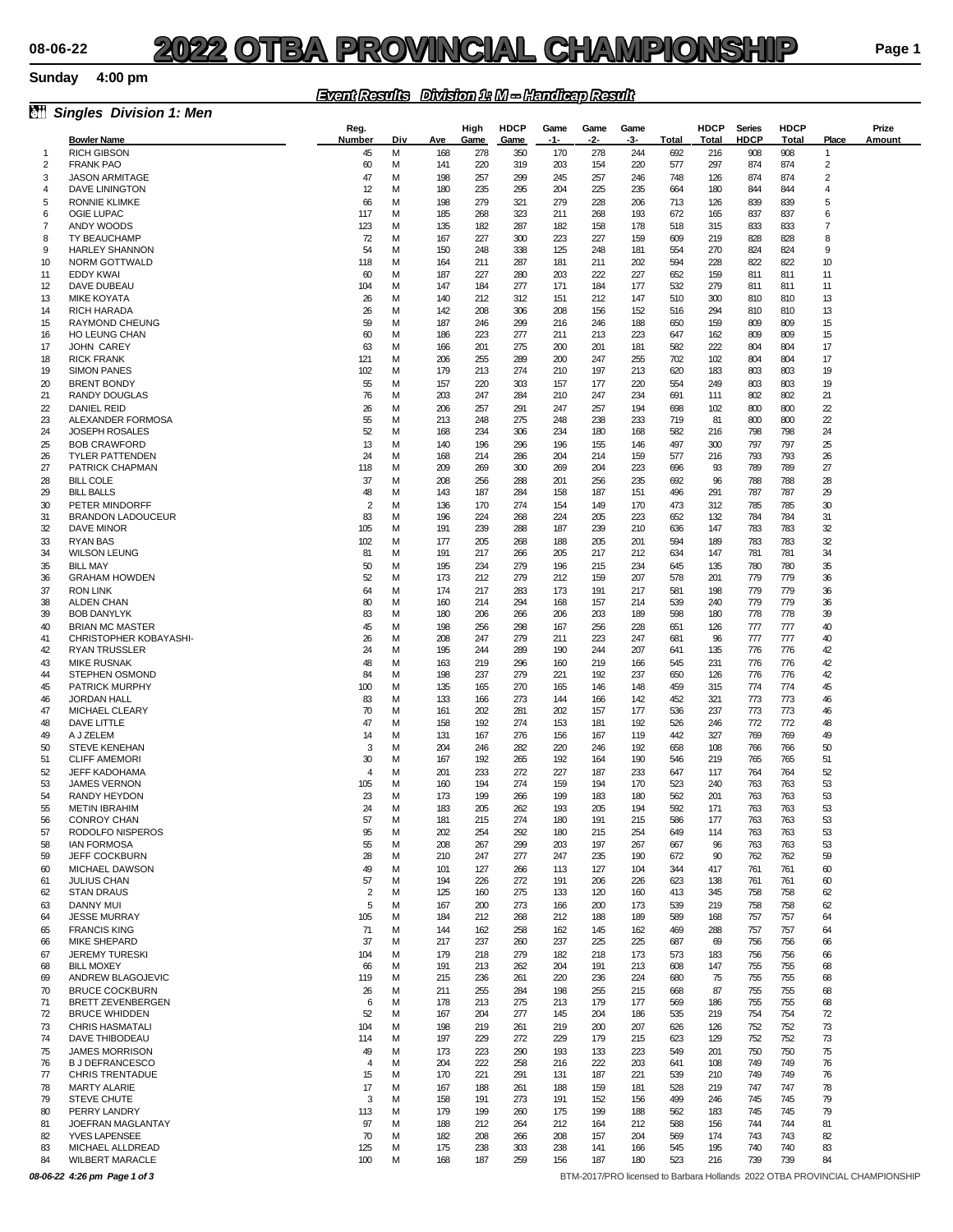# 2022 OTBA PROVINCIAL CHAMPIONSHIP

**Sunday 4:00 pm**

***Event Results Division 1: M -- Handicap Result***

## *Singles Division 1: Men*

| | Bowler Name | Reg. Number | Div | Ave | High Game | HDCP Game | Game -1- | Game -2- | Game -3- | Total | HDCP Total | Series HDCP | HDCP Total | Place | Prize Amount |
|---|---|---|---|---|---|---|---|---|---|---|---|---|---|---|---|
| 1 | RICH GIBSON | 45 | M | 168 | 278 | 350 | 170 | 278 | 244 | 692 | 216 | 908 | 908 | 1 | |
| 2 | FRANK PAO | 60 | M | 141 | 220 | 319 | 203 | 154 | 220 | 577 | 297 | 874 | 874 | 2 | |
| 3 | JASON ARMITAGE | 47 | M | 198 | 257 | 299 | 245 | 257 | 246 | 748 | 126 | 874 | 874 | 2 | |
| 4 | DAVE LININGTON | 12 | M | 180 | 235 | 295 | 204 | 225 | 235 | 664 | 180 | 844 | 844 | 4 | |
| 5 | RONNIE KLIMKE | 66 | M | 198 | 279 | 321 | 279 | 228 | 206 | 713 | 126 | 839 | 839 | 5 | |
| 6 | OGIE LUPAC | 117 | M | 185 | 268 | 323 | 211 | 268 | 193 | 672 | 165 | 837 | 837 | 6 | |
| 7 | ANDY WOODS | 123 | M | 135 | 182 | 287 | 182 | 158 | 178 | 518 | 315 | 833 | 833 | 7 | |
| 8 | TY BEAUCHAMP | 72 | M | 167 | 227 | 300 | 223 | 227 | 159 | 609 | 219 | 828 | 828 | 8 | |
| 9 | HARLEY SHANNON | 54 | M | 150 | 248 | 338 | 125 | 248 | 181 | 554 | 270 | 824 | 824 | 9 | |
| 10 | NORM GOTTWALD | 118 | M | 164 | 211 | 287 | 181 | 211 | 202 | 594 | 228 | 822 | 822 | 10 | |
| 11 | EDDY KWAI | 60 | M | 187 | 227 | 280 | 203 | 222 | 227 | 652 | 159 | 811 | 811 | 11 | |
| 12 | DAVE DUBEAU | 104 | M | 147 | 184 | 277 | 171 | 184 | 177 | 532 | 279 | 811 | 811 | 11 | |
| 13 | MIKE KOYATA | 26 | M | 140 | 212 | 312 | 151 | 212 | 147 | 510 | 300 | 810 | 810 | 13 | |
| 14 | RICH HARADA | 26 | M | 142 | 208 | 306 | 208 | 156 | 152 | 516 | 294 | 810 | 810 | 13 | |
| 15 | RAYMOND CHEUNG | 59 | M | 187 | 246 | 299 | 216 | 246 | 188 | 650 | 159 | 809 | 809 | 15 | |
| 16 | HO LEUNG CHAN | 60 | M | 186 | 223 | 277 | 211 | 213 | 223 | 647 | 162 | 809 | 809 | 15 | |
| 17 | JOHN CAREY | 63 | M | 166 | 201 | 275 | 200 | 201 | 181 | 582 | 222 | 804 | 804 | 17 | |
| 18 | RICK FRANK | 121 | M | 206 | 255 | 289 | 200 | 247 | 255 | 702 | 102 | 804 | 804 | 17 | |
| 19 | SIMON PANES | 102 | M | 179 | 213 | 274 | 210 | 197 | 213 | 620 | 183 | 803 | 803 | 19 | |
| 20 | BRENT BONDY | 55 | M | 157 | 220 | 303 | 157 | 177 | 220 | 554 | 249 | 803 | 803 | 19 | |
| 21 | RANDY DOUGLAS | 76 | M | 203 | 247 | 284 | 210 | 247 | 234 | 691 | 111 | 802 | 802 | 21 | |
| 22 | DANIEL REID | 26 | M | 206 | 257 | 291 | 247 | 257 | 194 | 698 | 102 | 800 | 800 | 22 | |
| 23 | ALEXANDER FORMOSA | 55 | M | 213 | 248 | 275 | 248 | 238 | 233 | 719 | 81 | 800 | 800 | 22 | |
| 24 | JOSEPH ROSALES | 52 | M | 168 | 234 | 306 | 234 | 180 | 168 | 582 | 216 | 798 | 798 | 24 | |
| 25 | BOB CRAWFORD | 13 | M | 140 | 196 | 296 | 196 | 155 | 146 | 497 | 300 | 797 | 797 | 25 | |
| 26 | TYLER PATTENDEN | 24 | M | 168 | 214 | 286 | 204 | 214 | 159 | 577 | 216 | 793 | 793 | 26 | |
| 27 | PATRICK CHAPMAN | 118 | M | 209 | 269 | 300 | 269 | 204 | 223 | 696 | 93 | 789 | 789 | 27 | |
| 28 | BILL COLE | 37 | M | 208 | 256 | 288 | 201 | 256 | 235 | 692 | 96 | 788 | 788 | 28 | |
| 29 | BILL BALLS | 48 | M | 143 | 187 | 284 | 158 | 187 | 151 | 496 | 291 | 787 | 787 | 29 | |
| 30 | PETER MINDORFF | 2 | M | 136 | 170 | 274 | 154 | 149 | 170 | 473 | 312 | 785 | 785 | 30 | |
| 31 | BRANDON LADOUCEUR | 83 | M | 196 | 224 | 268 | 224 | 205 | 223 | 652 | 132 | 784 | 784 | 31 | |
| 32 | DAVE MINOR | 105 | M | 191 | 239 | 288 | 187 | 239 | 210 | 636 | 147 | 783 | 783 | 32 | |
| 33 | RYAN BAS | 102 | M | 177 | 205 | 268 | 188 | 205 | 201 | 594 | 189 | 783 | 783 | 32 | |
| 34 | WILSON LEUNG | 81 | M | 191 | 217 | 266 | 205 | 217 | 212 | 634 | 147 | 781 | 781 | 34 | |
| 35 | BILL MAY | 50 | M | 195 | 234 | 279 | 196 | 215 | 234 | 645 | 135 | 780 | 780 | 35 | |
| 36 | GRAHAM HOWDEN | 52 | M | 173 | 212 | 279 | 212 | 159 | 207 | 578 | 201 | 779 | 779 | 36 | |
| 37 | RON LINK | 64 | M | 174 | 217 | 283 | 173 | 191 | 217 | 581 | 198 | 779 | 779 | 36 | |
| 38 | ALDEN CHAN | 80 | M | 160 | 214 | 294 | 168 | 157 | 214 | 539 | 240 | 779 | 779 | 36 | |
| 39 | BOB DANYLYK | 83 | M | 180 | 206 | 266 | 206 | 203 | 189 | 598 | 180 | 778 | 778 | 39 | |
| 40 | BRIAN MC MASTER | 45 | M | 198 | 256 | 298 | 167 | 256 | 228 | 651 | 126 | 777 | 777 | 40 | |
| 41 | CHRISTOPHER KOBAYASHI- | 26 | M | 208 | 247 | 279 | 211 | 223 | 247 | 681 | 96 | 777 | 777 | 40 | |
| 42 | RYAN TRUSSLER | 24 | M | 195 | 244 | 289 | 190 | 244 | 207 | 641 | 135 | 776 | 776 | 42 | |
| 43 | MIKE RUSNAK | 48 | M | 163 | 219 | 296 | 160 | 219 | 166 | 545 | 231 | 776 | 776 | 42 | |
| 44 | STEPHEN OSMOND | 84 | M | 198 | 237 | 279 | 221 | 192 | 237 | 650 | 126 | 776 | 776 | 42 | |
| 45 | PATRICK MURPHY | 100 | M | 135 | 165 | 270 | 165 | 146 | 148 | 459 | 315 | 774 | 774 | 45 | |
| 46 | JORDAN HALL | 83 | M | 133 | 166 | 273 | 144 | 166 | 142 | 452 | 321 | 773 | 773 | 46 | |
| 47 | MICHAEL CLEARY | 70 | M | 161 | 202 | 281 | 202 | 157 | 177 | 536 | 237 | 773 | 773 | 46 | |
| 48 | DAVE LITTLE | 47 | M | 158 | 192 | 274 | 153 | 181 | 192 | 526 | 246 | 772 | 772 | 48 | |
| 49 | A J ZELEM | 14 | M | 131 | 167 | 276 | 156 | 167 | 119 | 442 | 327 | 769 | 769 | 49 | |
| 50 | STEVE KENEHAN | 3 | M | 204 | 246 | 282 | 220 | 246 | 192 | 658 | 108 | 766 | 766 | 50 | |
| 51 | CLIFF AMEMORI | 30 | M | 167 | 192 | 265 | 192 | 164 | 190 | 546 | 219 | 765 | 765 | 51 | |
| 52 | JEFF KADOHAMA | 4 | M | 201 | 233 | 272 | 227 | 187 | 233 | 647 | 117 | 764 | 764 | 52 | |
| 53 | JAMES VERNON | 105 | M | 160 | 194 | 274 | 159 | 194 | 170 | 523 | 240 | 763 | 763 | 53 | |
| 54 | RANDY HEYDON | 23 | M | 173 | 199 | 266 | 199 | 183 | 180 | 562 | 201 | 763 | 763 | 53 | |
| 55 | METIN IBRAHIM | 24 | M | 183 | 205 | 262 | 193 | 205 | 194 | 592 | 171 | 763 | 763 | 53 | |
| 56 | CONROY CHAN | 57 | M | 181 | 215 | 274 | 180 | 191 | 215 | 586 | 177 | 763 | 763 | 53 | |
| 57 | RODOLFO NISPEROS | 95 | M | 202 | 254 | 292 | 180 | 215 | 254 | 649 | 114 | 763 | 763 | 53 | |
| 58 | IAN FORMOSA | 55 | M | 208 | 267 | 299 | 203 | 197 | 267 | 667 | 96 | 763 | 763 | 53 | |
| 59 | JEFF COCKBURN | 28 | M | 210 | 247 | 277 | 247 | 235 | 190 | 672 | 90 | 762 | 762 | 59 | |
| 60 | MICHAEL DAWSON | 49 | M | 101 | 127 | 266 | 113 | 127 | 104 | 344 | 417 | 761 | 761 | 60 | |
| 61 | JULIUS CHAN | 57 | M | 194 | 226 | 272 | 191 | 206 | 226 | 623 | 138 | 761 | 761 | 60 | |
| 62 | STAN DRAUS | 2 | M | 125 | 160 | 275 | 133 | 120 | 160 | 413 | 345 | 758 | 758 | 62 | |
| 63 | DANNY MUI | 5 | M | 167 | 200 | 273 | 166 | 200 | 173 | 539 | 219 | 758 | 758 | 62 | |
| 64 | JESSE MURRAY | 105 | M | 184 | 212 | 268 | 212 | 188 | 189 | 589 | 168 | 757 | 757 | 64 | |
| 65 | FRANCIS KING | 71 | M | 144 | 162 | 258 | 162 | 145 | 162 | 469 | 288 | 757 | 757 | 64 | |
| 66 | MIKE SHEPARD | 37 | M | 217 | 237 | 260 | 237 | 225 | 225 | 687 | 69 | 756 | 756 | 66 | |
| 67 | JEREMY TURESKI | 104 | M | 179 | 218 | 279 | 182 | 218 | 173 | 573 | 183 | 756 | 756 | 66 | |
| 68 | BILL MOXEY | 66 | M | 191 | 213 | 262 | 204 | 191 | 213 | 608 | 147 | 755 | 755 | 68 | |
| 69 | ANDREW BLAGOJEVIC | 119 | M | 215 | 236 | 261 | 220 | 236 | 224 | 680 | 75 | 755 | 755 | 68 | |
| 70 | BRUCE COCKBURN | 26 | M | 211 | 255 | 284 | 198 | 255 | 215 | 668 | 87 | 755 | 755 | 68 | |
| 71 | BRETT ZEVENBERGEN | 6 | M | 178 | 213 | 275 | 213 | 179 | 177 | 569 | 186 | 755 | 755 | 68 | |
| 72 | BRUCE WHIDDEN | 52 | M | 167 | 204 | 277 | 145 | 204 | 186 | 535 | 219 | 754 | 754 | 72 | |
| 73 | CHRIS HASMATALI | 104 | M | 198 | 219 | 261 | 219 | 200 | 207 | 626 | 126 | 752 | 752 | 73 | |
| 74 | DAVE THIBODEAU | 114 | M | 197 | 229 | 272 | 229 | 179 | 215 | 623 | 129 | 752 | 752 | 73 | |
| 75 | JAMES MORRISON | 49 | M | 173 | 223 | 290 | 193 | 133 | 223 | 549 | 201 | 750 | 750 | 75 | |
| 76 | B J DEFRANCESCO | 4 | M | 204 | 222 | 258 | 216 | 222 | 203 | 641 | 108 | 749 | 749 | 76 | |
| 77 | CHRIS TRENTADUE | 15 | M | 170 | 221 | 291 | 131 | 187 | 221 | 539 | 210 | 749 | 749 | 76 | |
| 78 | MARTY ALARIE | 17 | M | 167 | 188 | 261 | 188 | 159 | 181 | 528 | 219 | 747 | 747 | 78 | |
| 79 | STEVE CHUTE | 3 | M | 158 | 191 | 273 | 191 | 152 | 156 | 499 | 246 | 745 | 745 | 79 | |
| 80 | PERRY LANDRY | 113 | M | 179 | 199 | 260 | 175 | 199 | 188 | 562 | 183 | 745 | 745 | 79 | |
| 81 | JOEFRAN MAGLANTAY | 97 | M | 188 | 212 | 264 | 212 | 164 | 212 | 588 | 156 | 744 | 744 | 81 | |
| 82 | YVES LAPENSEE | 70 | M | 182 | 208 | 266 | 208 | 157 | 204 | 569 | 174 | 743 | 743 | 82 | |
| 83 | MICHAEL ALLDREAD | 125 | M | 175 | 238 | 303 | 238 | 141 | 166 | 545 | 195 | 740 | 740 | 83 | |
| 84 | WILBERT MARACLE | 100 | M | 168 | 187 | 259 | 156 | 187 | 180 | 523 | 216 | 739 | 739 | 84 | |

BTM-2017/PRO licensed to Barbara Hollands 2022 OTBA PROVINCIAL CHAMPIONSHIP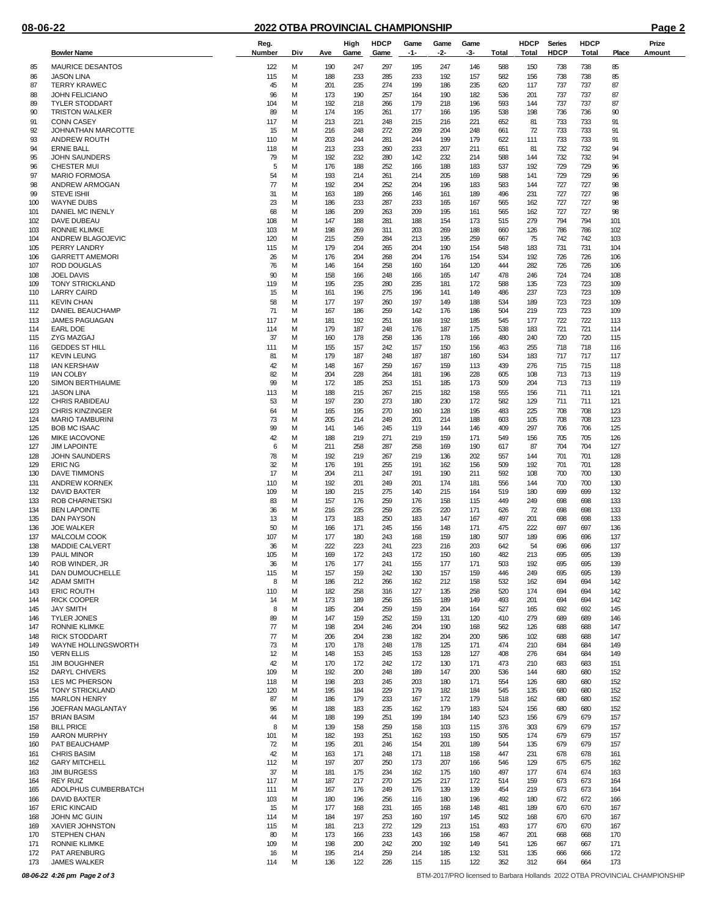# 2022 OTBA PROVINCIAL CHAMPIONSHIP

| | Bowler Name | Reg. Number | Div | Ave | High Game | HDCP Game | Game -1- | Game -2- | Game -3- | Total | HDCP Total | Series HDCP | HDCP Total | Place | Prize Amount |
|---|---|---|---|---|---|---|---|---|---|---|---|---|---|---|---|
| 85 | MAURICE DESANTOS | 122 | M | 190 | 247 | 297 | 195 | 247 | 146 | 588 | 150 | 738 | 738 | 85 | |
| 86 | JASON LINA | 115 | M | 188 | 233 | 285 | 233 | 192 | 157 | 582 | 156 | 738 | 738 | 85 | |
| 87 | TERRY KRAWEC | 45 | M | 201 | 235 | 274 | 199 | 186 | 235 | 620 | 117 | 737 | 737 | 87 | |
| 88 | JOHN FELICIANO | 96 | M | 173 | 190 | 257 | 164 | 190 | 182 | 536 | 201 | 737 | 737 | 87 | |
| 89 | TYLER STODDART | 104 | M | 192 | 218 | 266 | 179 | 218 | 196 | 593 | 144 | 737 | 737 | 87 | |
| 90 | TRISTON WALKER | 89 | M | 174 | 195 | 261 | 177 | 166 | 195 | 538 | 198 | 736 | 736 | 90 | |
| 91 | CONN CASEY | 117 | M | 213 | 221 | 248 | 215 | 216 | 221 | 652 | 81 | 733 | 733 | 91 | |
| 92 | JOHNATHAN MARCOTTE | 15 | M | 216 | 248 | 272 | 209 | 204 | 248 | 661 | 72 | 733 | 733 | 91 | |
| 93 | ANDREW ROUTH | 110 | M | 203 | 244 | 281 | 244 | 199 | 179 | 622 | 111 | 733 | 733 | 91 | |
| 94 | ERNIE BALL | 118 | M | 213 | 233 | 260 | 233 | 207 | 211 | 651 | 81 | 732 | 732 | 94 | |
| 95 | JOHN SAUNDERS | 79 | M | 192 | 232 | 280 | 142 | 232 | 214 | 588 | 144 | 732 | 732 | 94 | |
| 96 | CHESTER MUI | 5 | M | 176 | 188 | 252 | 166 | 188 | 183 | 537 | 192 | 729 | 729 | 96 | |
| 97 | MARIO FORMOSA | 54 | M | 193 | 214 | 261 | 214 | 205 | 169 | 588 | 141 | 729 | 729 | 96 | |
| 98 | ANDREW ARMOGAN | 77 | M | 192 | 204 | 252 | 204 | 196 | 183 | 583 | 144 | 727 | 727 | 98 | |
| 99 | STEVE ISHII | 31 | M | 163 | 189 | 266 | 146 | 161 | 189 | 496 | 231 | 727 | 727 | 98 | |
| 100 | WAYNE DUBS | 23 | M | 186 | 233 | 287 | 233 | 165 | 167 | 565 | 162 | 727 | 727 | 98 | |
| 101 | DANIEL MC INENLY | 68 | M | 186 | 209 | 263 | 209 | 195 | 161 | 565 | 162 | 727 | 727 | 98 | |
| 102 | DAVE DUBEAU | 108 | M | 147 | 188 | 281 | 188 | 154 | 173 | 515 | 279 | 794 | 794 | 101 | |
| 103 | RONNIE KLIMKE | 103 | M | 198 | 269 | 311 | 203 | 269 | 188 | 660 | 126 | 786 | 786 | 102 | |
| 104 | ANDREW BLAGOJEVIC | 120 | M | 215 | 259 | 284 | 213 | 195 | 259 | 667 | 75 | 742 | 742 | 103 | |
| 105 | PERRY LANDRY | 115 | M | 179 | 204 | 265 | 204 | 190 | 154 | 548 | 183 | 731 | 731 | 104 | |
| 106 | GARRETT AMEMORI | 26 | M | 176 | 204 | 268 | 204 | 176 | 154 | 534 | 192 | 726 | 726 | 106 | |
| 107 | ROD DOUGLAS | 76 | M | 146 | 164 | 258 | 160 | 164 | 120 | 444 | 282 | 726 | 726 | 106 | |
| 108 | JOEL DAVIS | 90 | M | 158 | 166 | 248 | 166 | 165 | 147 | 478 | 246 | 724 | 724 | 108 | |
| 109 | TONY STRICKLAND | 119 | M | 195 | 235 | 280 | 235 | 181 | 172 | 588 | 135 | 723 | 723 | 109 | |
| 110 | LARRY CAIRD | 15 | M | 161 | 196 | 275 | 196 | 141 | 149 | 486 | 237 | 723 | 723 | 109 | |
| 111 | KEVIN CHAN | 58 | M | 177 | 197 | 260 | 197 | 149 | 188 | 534 | 189 | 723 | 723 | 109 | |
| 112 | DANIEL BEAUCHAMP | 71 | M | 167 | 186 | 259 | 142 | 176 | 186 | 504 | 219 | 723 | 723 | 109 | |
| 113 | JAMES PAGUAGAN | 117 | M | 181 | 192 | 251 | 168 | 192 | 185 | 545 | 177 | 722 | 722 | 113 | |
| 114 | EARL DOE | 114 | M | 179 | 187 | 248 | 176 | 187 | 175 | 538 | 183 | 721 | 721 | 114 | |
| 115 | ZYG MAZGAJ | 37 | M | 160 | 178 | 258 | 136 | 178 | 166 | 480 | 240 | 720 | 720 | 115 | |
| 116 | GEDDES ST HILL | 111 | M | 155 | 157 | 242 | 157 | 150 | 156 | 463 | 255 | 718 | 718 | 116 | |
| 117 | KEVIN LEUNG | 81 | M | 179 | 187 | 248 | 187 | 187 | 160 | 534 | 183 | 717 | 717 | 117 | |
| 118 | IAN KERSHAW | 42 | M | 148 | 167 | 259 | 167 | 159 | 113 | 439 | 276 | 715 | 715 | 118 | |
| 119 | IAN COLBY | 82 | M | 204 | 228 | 264 | 181 | 196 | 228 | 605 | 108 | 713 | 713 | 119 | |
| 120 | SIMON BERTHIAUME | 99 | M | 172 | 185 | 253 | 151 | 185 | 173 | 509 | 204 | 713 | 713 | 119 | |
| 121 | JASON LINA | 113 | M | 188 | 215 | 267 | 215 | 182 | 158 | 555 | 156 | 711 | 711 | 121 | |
| 122 | CHRIS RABIDEAU | 53 | M | 197 | 230 | 273 | 180 | 230 | 172 | 582 | 129 | 711 | 711 | 121 | |
| 123 | CHRIS KINZINGER | 64 | M | 165 | 195 | 270 | 160 | 128 | 195 | 483 | 225 | 708 | 708 | 123 | |
| 124 | MARIO TAMBURINI | 73 | M | 205 | 214 | 249 | 201 | 214 | 188 | 603 | 105 | 708 | 708 | 123 | |
| 125 | BOB MC ISAAC | 99 | M | 141 | 146 | 245 | 119 | 144 | 146 | 409 | 297 | 706 | 706 | 125 | |
| 126 | MIKE IACOVONE | 42 | M | 188 | 219 | 271 | 219 | 159 | 171 | 549 | 156 | 705 | 705 | 126 | |
| 127 | JIM LAPOINTE | 6 | M | 211 | 258 | 287 | 258 | 169 | 190 | 617 | 87 | 704 | 704 | 127 | |
| 128 | JOHN SAUNDERS | 78 | M | 192 | 219 | 267 | 219 | 136 | 202 | 557 | 144 | 701 | 701 | 128 | |
| 129 | ERIC NG | 32 | M | 176 | 191 | 255 | 191 | 162 | 156 | 509 | 192 | 701 | 701 | 128 | |
| 130 | DAVE TIMMONS | 17 | M | 204 | 211 | 247 | 191 | 190 | 211 | 592 | 108 | 700 | 700 | 130 | |
| 131 | ANDREW KORNEK | 110 | M | 192 | 201 | 249 | 201 | 174 | 181 | 556 | 144 | 700 | 700 | 130 | |
| 132 | DAVID BAXTER | 109 | M | 180 | 215 | 275 | 140 | 215 | 164 | 519 | 180 | 699 | 699 | 132 | |
| 133 | ROB CHARNETSKI | 83 | M | 157 | 176 | 259 | 176 | 158 | 115 | 449 | 249 | 698 | 698 | 133 | |
| 134 | BEN LAPOINTE | 36 | M | 216 | 235 | 259 | 235 | 220 | 171 | 626 | 72 | 698 | 698 | 133 | |
| 135 | DAN PAYSON | 13 | M | 173 | 183 | 250 | 183 | 147 | 167 | 497 | 201 | 698 | 698 | 133 | |
| 136 | JOE WALKER | 50 | M | 166 | 171 | 245 | 156 | 148 | 171 | 475 | 222 | 697 | 697 | 136 | |
| 137 | MALCOLM COOK | 107 | M | 177 | 180 | 243 | 168 | 159 | 180 | 507 | 189 | 696 | 696 | 137 | |
| 138 | MADDIE CALVERT | 36 | M | 222 | 223 | 241 | 223 | 216 | 203 | 642 | 54 | 696 | 696 | 137 | |
| 139 | PAUL MINOR | 105 | M | 169 | 172 | 243 | 172 | 150 | 160 | 482 | 213 | 695 | 695 | 139 | |
| 140 | ROB WINDER, JR | 36 | M | 176 | 177 | 241 | 155 | 177 | 171 | 503 | 192 | 695 | 695 | 139 | |
| 141 | DAN DUMOUCHELLE | 115 | M | 157 | 159 | 242 | 130 | 157 | 159 | 446 | 249 | 695 | 695 | 139 | |
| 142 | ADAM SMITH | 8 | M | 186 | 212 | 266 | 162 | 212 | 158 | 532 | 162 | 694 | 694 | 142 | |
| 143 | ERIC ROUTH | 110 | M | 182 | 258 | 316 | 127 | 135 | 258 | 520 | 174 | 694 | 694 | 142 | |
| 144 | RICK COOPER | 14 | M | 173 | 189 | 256 | 155 | 189 | 149 | 493 | 201 | 694 | 694 | 142 | |
| 145 | JAY SMITH | 8 | M | 185 | 204 | 259 | 159 | 204 | 164 | 527 | 165 | 692 | 692 | 145 | |
| 146 | TYLER JONES | 89 | M | 147 | 159 | 252 | 159 | 131 | 120 | 410 | 279 | 689 | 689 | 146 | |
| 147 | RONNIE KLIMKE | 77 | M | 198 | 204 | 246 | 204 | 190 | 168 | 562 | 126 | 688 | 688 | 147 | |
| 148 | RICK STODDART | 77 | M | 206 | 204 | 238 | 182 | 204 | 200 | 586 | 102 | 688 | 688 | 147 | |
| 149 | WAYNE HOLLINGSWORTH | 73 | M | 170 | 178 | 248 | 178 | 125 | 171 | 474 | 210 | 684 | 684 | 149 | |
| 150 | VERN ELLIS | 12 | M | 148 | 153 | 245 | 153 | 128 | 127 | 408 | 276 | 684 | 684 | 149 | |
| 151 | JIM BOUGHNER | 42 | M | 170 | 172 | 242 | 172 | 130 | 171 | 473 | 210 | 683 | 683 | 151 | |
| 152 | DARYL CHIVERS | 109 | M | 192 | 200 | 248 | 189 | 147 | 200 | 536 | 144 | 680 | 680 | 152 | |
| 153 | LES MC PHERSON | 118 | M | 198 | 203 | 245 | 203 | 180 | 171 | 554 | 126 | 680 | 680 | 152 | |
| 154 | TONY STRICKLAND | 120 | M | 195 | 184 | 229 | 179 | 182 | 184 | 545 | 135 | 680 | 680 | 152 | |
| 155 | MARLON HENRY | 87 | M | 186 | 179 | 233 | 167 | 172 | 179 | 518 | 162 | 680 | 680 | 152 | |
| 156 | JOEFRAN MAGLANTAY | 96 | M | 188 | 183 | 235 | 162 | 179 | 183 | 524 | 156 | 680 | 680 | 152 | |
| 157 | BRIAN BASIM | 44 | M | 188 | 199 | 251 | 199 | 184 | 140 | 523 | 156 | 679 | 679 | 157 | |
| 158 | BILL PRICE | 8 | M | 139 | 158 | 259 | 158 | 103 | 115 | 376 | 303 | 679 | 679 | 157 | |
| 159 | AARON MURPHY | 101 | M | 182 | 193 | 251 | 162 | 193 | 150 | 505 | 174 | 679 | 679 | 157 | |
| 160 | PAT BEAUCHAMP | 72 | M | 195 | 201 | 246 | 154 | 201 | 189 | 544 | 135 | 679 | 679 | 157 | |
| 161 | CHRIS BASIM | 42 | M | 163 | 171 | 248 | 171 | 118 | 158 | 447 | 231 | 678 | 678 | 161 | |
| 162 | GARY MITCHELL | 112 | M | 197 | 207 | 250 | 173 | 207 | 166 | 546 | 129 | 675 | 675 | 162 | |
| 163 | JIM BURGESS | 37 | M | 181 | 175 | 234 | 162 | 175 | 160 | 497 | 177 | 674 | 674 | 163 | |
| 164 | REY RUIZ | 117 | M | 187 | 217 | 270 | 125 | 217 | 172 | 514 | 159 | 673 | 673 | 164 | |
| 165 | ADOLPHUS CUMBERBATCH | 111 | M | 167 | 176 | 249 | 176 | 139 | 139 | 454 | 219 | 673 | 673 | 164 | |
| 166 | DAVID BAXTER | 103 | M | 180 | 196 | 256 | 116 | 180 | 196 | 492 | 180 | 672 | 672 | 166 | |
| 167 | ERIC KINCAID | 15 | M | 177 | 168 | 231 | 165 | 168 | 148 | 481 | 189 | 670 | 670 | 167 | |
| 168 | JOHN MC GUIN | 114 | M | 184 | 197 | 253 | 160 | 197 | 145 | 502 | 168 | 670 | 670 | 167 | |
| 169 | XAVIER JOHNSTON | 115 | M | 181 | 213 | 272 | 129 | 213 | 151 | 493 | 177 | 670 | 670 | 167 | |
| 170 | STEPHEN CHAN | 80 | M | 173 | 166 | 233 | 143 | 166 | 158 | 467 | 201 | 668 | 668 | 170 | |
| 171 | RONNIE KLIMKE | 109 | M | 198 | 200 | 242 | 200 | 192 | 149 | 541 | 126 | 667 | 667 | 171 | |
| 172 | PAT ARENBURG | 16 | M | 195 | 214 | 259 | 214 | 185 | 132 | 531 | 135 | 666 | 666 | 172 | |
| 173 | JAMES WALKER | 114 | M | 136 | 122 | 226 | 115 | 115 | 122 | 352 | 312 | 664 | 664 | 173 | |

BTM-2017/PRO licensed to Barbara Hollands 2022 OTBA PROVINCIAL CHAMPIONSHIP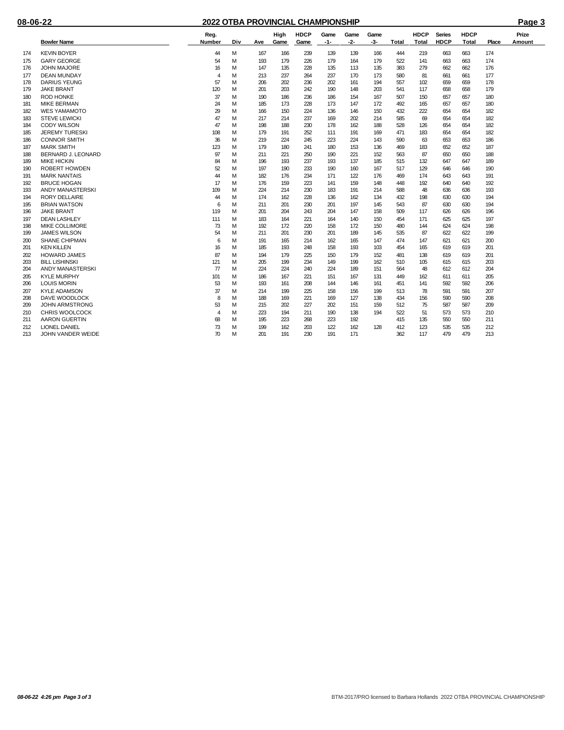# 2022 OTBA PROVINCIAL CHAMPIONSHIP

|  | Bowler Name | Reg. Number | Div | Ave | High Game | HDCP Game | Game -1- | Game -2- | Game -3- | Total | HDCP Total | Series HDCP | HDCP Total | Place | Prize Amount |
|---|---|---|---|---|---|---|---|---|---|---|---|---|---|---|---|
| 174 | KEVIN BOYER | 44 | M | 167 | 166 | 239 | 139 | 139 | 166 | 444 | 219 | 663 | 663 | 174 | |
| 175 | GARY GEORGE | 54 | M | 193 | 179 | 226 | 179 | 164 | 179 | 522 | 141 | 663 | 663 | 174 | |
| 176 | JOHN MAJORE | 16 | M | 147 | 135 | 228 | 135 | 113 | 135 | 383 | 279 | 662 | 662 | 176 | |
| 177 | DEAN MUNDAY | 4 | M | 213 | 237 | 264 | 237 | 170 | 173 | 580 | 81 | 661 | 661 | 177 | |
| 178 | DARIUS YEUNG | 57 | M | 206 | 202 | 236 | 202 | 161 | 194 | 557 | 102 | 659 | 659 | 178 | |
| 179 | JAKE BRANT | 120 | M | 201 | 203 | 242 | 190 | 148 | 203 | 541 | 117 | 658 | 658 | 179 | |
| 180 | ROD HONKE | 37 | M | 190 | 186 | 236 | 186 | 154 | 167 | 507 | 150 | 657 | 657 | 180 | |
| 181 | MIKE BERMAN | 24 | M | 185 | 173 | 228 | 173 | 147 | 172 | 492 | 165 | 657 | 657 | 180 | |
| 182 | WES YAMAMOTO | 29 | M | 166 | 150 | 224 | 136 | 146 | 150 | 432 | 222 | 654 | 654 | 182 | |
| 183 | STEVE LEWICKI | 47 | M | 217 | 214 | 237 | 169 | 202 | 214 | 585 | 69 | 654 | 654 | 182 | |
| 184 | CODY WILSON | 47 | M | 198 | 188 | 230 | 178 | 162 | 188 | 528 | 126 | 654 | 654 | 182 | |
| 185 | JEREMY TURESKI | 108 | M | 179 | 191 | 252 | 111 | 191 | 169 | 471 | 183 | 654 | 654 | 182 | |
| 186 | CONNOR SMITH | 36 | M | 219 | 224 | 245 | 223 | 224 | 143 | 590 | 63 | 653 | 653 | 186 | |
| 187 | MARK SMITH | 123 | M | 179 | 180 | 241 | 180 | 153 | 136 | 469 | 183 | 652 | 652 | 187 | |
| 188 | BERNARD J. LEONARD | 97 | M | 211 | 221 | 250 | 190 | 221 | 152 | 563 | 87 | 650 | 650 | 188 | |
| 189 | MIKE HICKIN | 84 | M | 196 | 193 | 237 | 193 | 137 | 185 | 515 | 132 | 647 | 647 | 189 | |
| 190 | ROBERT HOWDEN | 52 | M | 197 | 190 | 233 | 190 | 160 | 167 | 517 | 129 | 646 | 646 | 190 | |
| 191 | MARK NANTAIS | 44 | M | 182 | 176 | 234 | 171 | 122 | 176 | 469 | 174 | 643 | 643 | 191 | |
| 192 | BRUCE HOGAN | 17 | M | 176 | 159 | 223 | 141 | 159 | 148 | 448 | 192 | 640 | 640 | 192 | |
| 193 | ANDY MANASTERSKI | 109 | M | 224 | 214 | 230 | 183 | 191 | 214 | 588 | 48 | 636 | 636 | 193 | |
| 194 | RORY DELLAIRE | 44 | M | 174 | 162 | 228 | 136 | 162 | 134 | 432 | 198 | 630 | 630 | 194 | |
| 195 | BRIAN WATSON | 6 | M | 211 | 201 | 230 | 201 | 197 | 145 | 543 | 87 | 630 | 630 | 194 | |
| 196 | JAKE BRANT | 119 | M | 201 | 204 | 243 | 204 | 147 | 158 | 509 | 117 | 626 | 626 | 196 | |
| 197 | DEAN LASHLEY | 111 | M | 183 | 164 | 221 | 164 | 140 | 150 | 454 | 171 | 625 | 625 | 197 | |
| 198 | MIKE COLLIMORE | 73 | M | 192 | 172 | 220 | 158 | 172 | 150 | 480 | 144 | 624 | 624 | 198 | |
| 199 | JAMES WILSON | 54 | M | 211 | 201 | 230 | 201 | 189 | 145 | 535 | 87 | 622 | 622 | 199 | |
| 200 | SHANE CHIPMAN | 6 | M | 191 | 165 | 214 | 162 | 165 | 147 | 474 | 147 | 621 | 621 | 200 | |
| 201 | KEN KILLEN | 16 | M | 185 | 193 | 248 | 158 | 193 | 103 | 454 | 165 | 619 | 619 | 201 | |
| 202 | HOWARD JAMES | 87 | M | 194 | 179 | 225 | 150 | 179 | 152 | 481 | 138 | 619 | 619 | 201 | |
| 203 | BILL LISHINSKI | 121 | M | 205 | 199 | 234 | 149 | 199 | 162 | 510 | 105 | 615 | 615 | 203 | |
| 204 | ANDY MANASTERSKI | 77 | M | 224 | 224 | 240 | 224 | 189 | 151 | 564 | 48 | 612 | 612 | 204 | |
| 205 | KYLE MURPHY | 101 | M | 186 | 167 | 221 | 151 | 167 | 131 | 449 | 162 | 611 | 611 | 205 | |
| 206 | LOUIS MORIN | 53 | M | 193 | 161 | 208 | 144 | 146 | 161 | 451 | 141 | 592 | 592 | 206 | |
| 207 | KYLE ADAMSON | 37 | M | 214 | 199 | 225 | 158 | 156 | 199 | 513 | 78 | 591 | 591 | 207 | |
| 208 | DAVE WOODLOCK | 8 | M | 188 | 169 | 221 | 169 | 127 | 138 | 434 | 156 | 590 | 590 | 208 | |
| 209 | JOHN ARMSTRONG | 53 | M | 215 | 202 | 227 | 202 | 151 | 159 | 512 | 75 | 587 | 587 | 209 | |
| 210 | CHRIS WOOLCOCK | 4 | M | 223 | 194 | 211 | 190 | 138 | 194 | 522 | 51 | 573 | 573 | 210 | |
| 211 | AARON GUERTIN | 68 | M | 195 | 223 | 268 | 223 | 192 | | 415 | 135 | 550 | 550 | 211 | |
| 212 | LIONEL DANIEL | 73 | M | 199 | 162 | 203 | 122 | 162 | 128 | 412 | 123 | 535 | 535 | 212 | |
| 213 | JOHN VANDER WEIDE | 70 | M | 201 | 191 | 230 | 191 | 171 | | 362 | 117 | 479 | 479 | 213 | |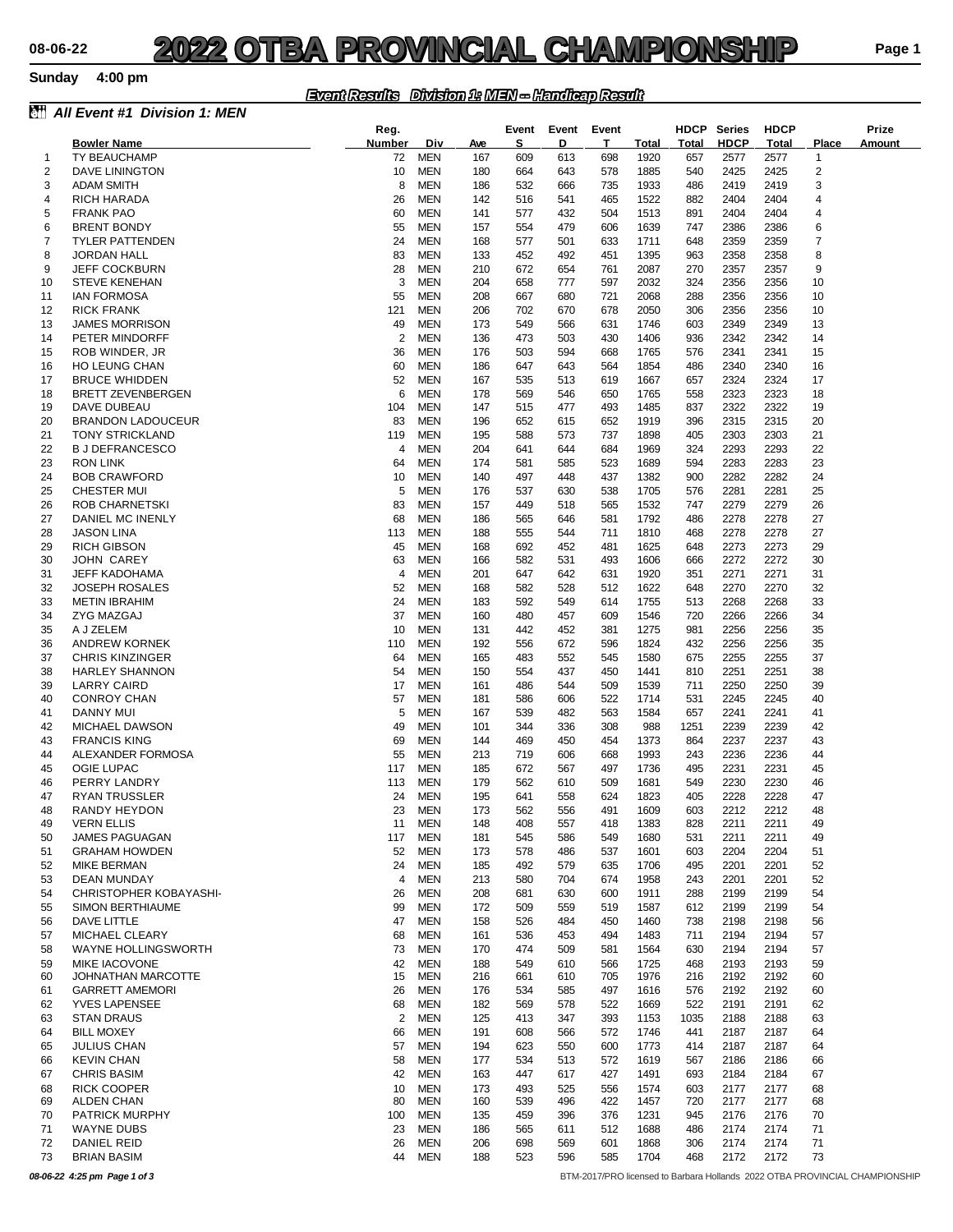# 2022 OTBA PROVINCIAL CHAMPIONSHIP

**Sunday 4:00 pm**

***Event Results Division 1: MEN -- Handicap Result***

### *All Event #1 Division 1: MEN*

| | Bowler Name | Reg. Number | Div | Ave | Event S | Event D | Event T | Total | HDCP Total | Series HDCP | HDCP Total | Place | Prize Amount |
|---|---|---|---|---|---|---|---|---|---|---|---|---|---|
| 1 | TY BEAUCHAMP | 72 | MEN | 167 | 609 | 613 | 698 | 1920 | 657 | 2577 | 2577 | 1 | |
| 2 | DAVE LININGTON | 10 | MEN | 180 | 664 | 643 | 578 | 1885 | 540 | 2425 | 2425 | 2 | |
| 3 | ADAM SMITH | 8 | MEN | 186 | 532 | 666 | 735 | 1933 | 486 | 2419 | 2419 | 3 | |
| 4 | RICH HARADA | 26 | MEN | 142 | 516 | 541 | 465 | 1522 | 882 | 2404 | 2404 | 4 | |
| 5 | FRANK PAO | 60 | MEN | 141 | 577 | 432 | 504 | 1513 | 891 | 2404 | 2404 | 4 | |
| 6 | BRENT BONDY | 55 | MEN | 157 | 554 | 479 | 606 | 1639 | 747 | 2386 | 2386 | 6 | |
| 7 | TYLER PATTENDEN | 24 | MEN | 168 | 577 | 501 | 633 | 1711 | 648 | 2359 | 2359 | 7 | |
| 8 | JORDAN HALL | 83 | MEN | 133 | 452 | 492 | 451 | 1395 | 963 | 2358 | 2358 | 8 | |
| 9 | JEFF COCKBURN | 28 | MEN | 210 | 672 | 654 | 761 | 2087 | 270 | 2357 | 2357 | 9 | |
| 10 | STEVE KENEHAN | 3 | MEN | 204 | 658 | 777 | 597 | 2032 | 324 | 2356 | 2356 | 10 | |
| 11 | IAN FORMOSA | 55 | MEN | 208 | 667 | 680 | 721 | 2068 | 288 | 2356 | 2356 | 10 | |
| 12 | RICK FRANK | 121 | MEN | 206 | 702 | 670 | 678 | 2050 | 306 | 2356 | 2356 | 10 | |
| 13 | JAMES MORRISON | 49 | MEN | 173 | 549 | 566 | 631 | 1746 | 603 | 2349 | 2349 | 13 | |
| 14 | PETER MINDORFF | 2 | MEN | 136 | 473 | 503 | 430 | 1406 | 936 | 2342 | 2342 | 14 | |
| 15 | ROB WINDER, JR | 36 | MEN | 176 | 503 | 594 | 668 | 1765 | 576 | 2341 | 2341 | 15 | |
| 16 | HO LEUNG CHAN | 60 | MEN | 186 | 647 | 643 | 564 | 1854 | 486 | 2340 | 2340 | 16 | |
| 17 | BRUCE WHIDDEN | 52 | MEN | 167 | 535 | 513 | 619 | 1667 | 657 | 2324 | 2324 | 17 | |
| 18 | BRETT ZEVENBERGEN | 6 | MEN | 178 | 569 | 546 | 650 | 1765 | 558 | 2323 | 2323 | 18 | |
| 19 | DAVE DUBEAU | 104 | MEN | 147 | 515 | 477 | 493 | 1485 | 837 | 2322 | 2322 | 19 | |
| 20 | BRANDON LADOUCEUR | 83 | MEN | 196 | 652 | 615 | 652 | 1919 | 396 | 2315 | 2315 | 20 | |
| 21 | TONY STRICKLAND | 119 | MEN | 195 | 588 | 573 | 737 | 1898 | 405 | 2303 | 2303 | 21 | |
| 22 | B J DEFRANCESCO | 4 | MEN | 204 | 641 | 644 | 684 | 1969 | 324 | 2293 | 2293 | 22 | |
| 23 | RON LINK | 64 | MEN | 174 | 581 | 585 | 523 | 1689 | 594 | 2283 | 2283 | 23 | |
| 24 | BOB CRAWFORD | 10 | MEN | 140 | 497 | 448 | 437 | 1382 | 900 | 2282 | 2282 | 24 | |
| 25 | CHESTER MUI | 5 | MEN | 176 | 537 | 630 | 538 | 1705 | 576 | 2281 | 2281 | 25 | |
| 26 | ROB CHARNETSKI | 83 | MEN | 157 | 449 | 518 | 565 | 1532 | 747 | 2279 | 2279 | 26 | |
| 27 | DANIEL MC INENLY | 68 | MEN | 186 | 565 | 646 | 581 | 1792 | 486 | 2278 | 2278 | 27 | |
| 28 | JASON LINA | 113 | MEN | 188 | 555 | 544 | 711 | 1810 | 468 | 2278 | 2278 | 27 | |
| 29 | RICH GIBSON | 45 | MEN | 168 | 692 | 452 | 481 | 1625 | 648 | 2273 | 2273 | 29 | |
| 30 | JOHN CAREY | 63 | MEN | 166 | 582 | 531 | 493 | 1606 | 666 | 2272 | 2272 | 30 | |
| 31 | JEFF KADOHAMA | 4 | MEN | 201 | 647 | 642 | 631 | 1920 | 351 | 2271 | 2271 | 31 | |
| 32 | JOSEPH ROSALES | 52 | MEN | 168 | 582 | 528 | 512 | 1622 | 648 | 2270 | 2270 | 32 | |
| 33 | METIN IBRAHIM | 24 | MEN | 183 | 592 | 549 | 614 | 1755 | 513 | 2268 | 2268 | 33 | |
| 34 | ZYG MAZGAJ | 37 | MEN | 160 | 480 | 457 | 609 | 1546 | 720 | 2266 | 2266 | 34 | |
| 35 | A J ZELEM | 10 | MEN | 131 | 442 | 452 | 381 | 1275 | 981 | 2256 | 2256 | 35 | |
| 36 | ANDREW KORNEK | 110 | MEN | 192 | 556 | 672 | 596 | 1824 | 432 | 2256 | 2256 | 35 | |
| 37 | CHRIS KINZINGER | 64 | MEN | 165 | 483 | 552 | 545 | 1580 | 675 | 2255 | 2255 | 37 | |
| 38 | HARLEY SHANNON | 54 | MEN | 150 | 554 | 437 | 450 | 1441 | 810 | 2251 | 2251 | 38 | |
| 39 | LARRY CAIRD | 17 | MEN | 161 | 486 | 544 | 509 | 1539 | 711 | 2250 | 2250 | 39 | |
| 40 | CONROY CHAN | 57 | MEN | 181 | 586 | 606 | 522 | 1714 | 531 | 2245 | 2245 | 40 | |
| 41 | DANNY MUI | 5 | MEN | 167 | 539 | 482 | 563 | 1584 | 657 | 2241 | 2241 | 41 | |
| 42 | MICHAEL DAWSON | 49 | MEN | 101 | 344 | 336 | 308 | 988 | 1251 | 2239 | 2239 | 42 | |
| 43 | FRANCIS KING | 69 | MEN | 144 | 469 | 450 | 454 | 1373 | 864 | 2237 | 2237 | 43 | |
| 44 | ALEXANDER FORMOSA | 55 | MEN | 213 | 719 | 606 | 668 | 1993 | 243 | 2236 | 2236 | 44 | |
| 45 | OGIE LUPAC | 117 | MEN | 185 | 672 | 567 | 497 | 1736 | 495 | 2231 | 2231 | 45 | |
| 46 | PERRY LANDRY | 113 | MEN | 179 | 562 | 610 | 509 | 1681 | 549 | 2230 | 2230 | 46 | |
| 47 | RYAN TRUSSLER | 24 | MEN | 195 | 641 | 558 | 624 | 1823 | 405 | 2228 | 2228 | 47 | |
| 48 | RANDY HEYDON | 23 | MEN | 173 | 562 | 556 | 491 | 1609 | 603 | 2212 | 2212 | 48 | |
| 49 | VERN ELLIS | 11 | MEN | 148 | 408 | 557 | 418 | 1383 | 828 | 2211 | 2211 | 49 | |
| 50 | JAMES PAGUAGAN | 117 | MEN | 181 | 545 | 586 | 549 | 1680 | 531 | 2211 | 2211 | 49 | |
| 51 | GRAHAM HOWDEN | 52 | MEN | 173 | 578 | 486 | 537 | 1601 | 603 | 2204 | 2204 | 51 | |
| 52 | MIKE BERMAN | 24 | MEN | 185 | 492 | 579 | 635 | 1706 | 495 | 2201 | 2201 | 52 | |
| 53 | DEAN MUNDAY | 4 | MEN | 213 | 580 | 704 | 674 | 1958 | 243 | 2201 | 2201 | 52 | |
| 54 | CHRISTOPHER KOBAYASHI- | 26 | MEN | 208 | 681 | 630 | 600 | 1911 | 288 | 2199 | 2199 | 54 | |
| 55 | SIMON BERTHIAUME | 99 | MEN | 172 | 509 | 559 | 519 | 1587 | 612 | 2199 | 2199 | 54 | |
| 56 | DAVE LITTLE | 47 | MEN | 158 | 526 | 484 | 450 | 1460 | 738 | 2198 | 2198 | 56 | |
| 57 | MICHAEL CLEARY | 68 | MEN | 161 | 536 | 453 | 494 | 1483 | 711 | 2194 | 2194 | 57 | |
| 58 | WAYNE HOLLINGSWORTH | 73 | MEN | 170 | 474 | 509 | 581 | 1564 | 630 | 2194 | 2194 | 57 | |
| 59 | MIKE IACOVONE | 42 | MEN | 188 | 549 | 610 | 566 | 1725 | 468 | 2193 | 2193 | 59 | |
| 60 | JOHNATHAN MARCOTTE | 15 | MEN | 216 | 661 | 610 | 705 | 1976 | 216 | 2192 | 2192 | 60 | |
| 61 | GARRETT AMEMORI | 26 | MEN | 176 | 534 | 585 | 497 | 1616 | 576 | 2192 | 2192 | 60 | |
| 62 | YVES LAPENSEE | 68 | MEN | 182 | 569 | 578 | 522 | 1669 | 522 | 2191 | 2191 | 62 | |
| 63 | STAN DRAUS | 2 | MEN | 125 | 413 | 347 | 393 | 1153 | 1035 | 2188 | 2188 | 63 | |
| 64 | BILL MOXEY | 66 | MEN | 191 | 608 | 566 | 572 | 1746 | 441 | 2187 | 2187 | 64 | |
| 65 | JULIUS CHAN | 57 | MEN | 194 | 623 | 550 | 600 | 1773 | 414 | 2187 | 2187 | 64 | |
| 66 | KEVIN CHAN | 58 | MEN | 177 | 534 | 513 | 572 | 1619 | 567 | 2186 | 2186 | 66 | |
| 67 | CHRIS BASIM | 42 | MEN | 163 | 447 | 617 | 427 | 1491 | 693 | 2184 | 2184 | 67 | |
| 68 | RICK COOPER | 10 | MEN | 173 | 493 | 525 | 556 | 1574 | 603 | 2177 | 2177 | 68 | |
| 69 | ALDEN CHAN | 80 | MEN | 160 | 539 | 496 | 422 | 1457 | 720 | 2177 | 2177 | 68 | |
| 70 | PATRICK MURPHY | 100 | MEN | 135 | 459 | 396 | 376 | 1231 | 945 | 2176 | 2176 | 70 | |
| 71 | WAYNE DUBS | 23 | MEN | 186 | 565 | 611 | 512 | 1688 | 486 | 2174 | 2174 | 71 | |
| 72 | DANIEL REID | 26 | MEN | 206 | 698 | 569 | 601 | 1868 | 306 | 2174 | 2174 | 71 | |
| 73 | BRIAN BASIM | 44 | MEN | 188 | 523 | 596 | 585 | 1704 | 468 | 2172 | 2172 | 73 | |

BTM-2017/PRO licensed to Barbara Hollands 2022 OTBA PROVINCIAL CHAMPIONSHIP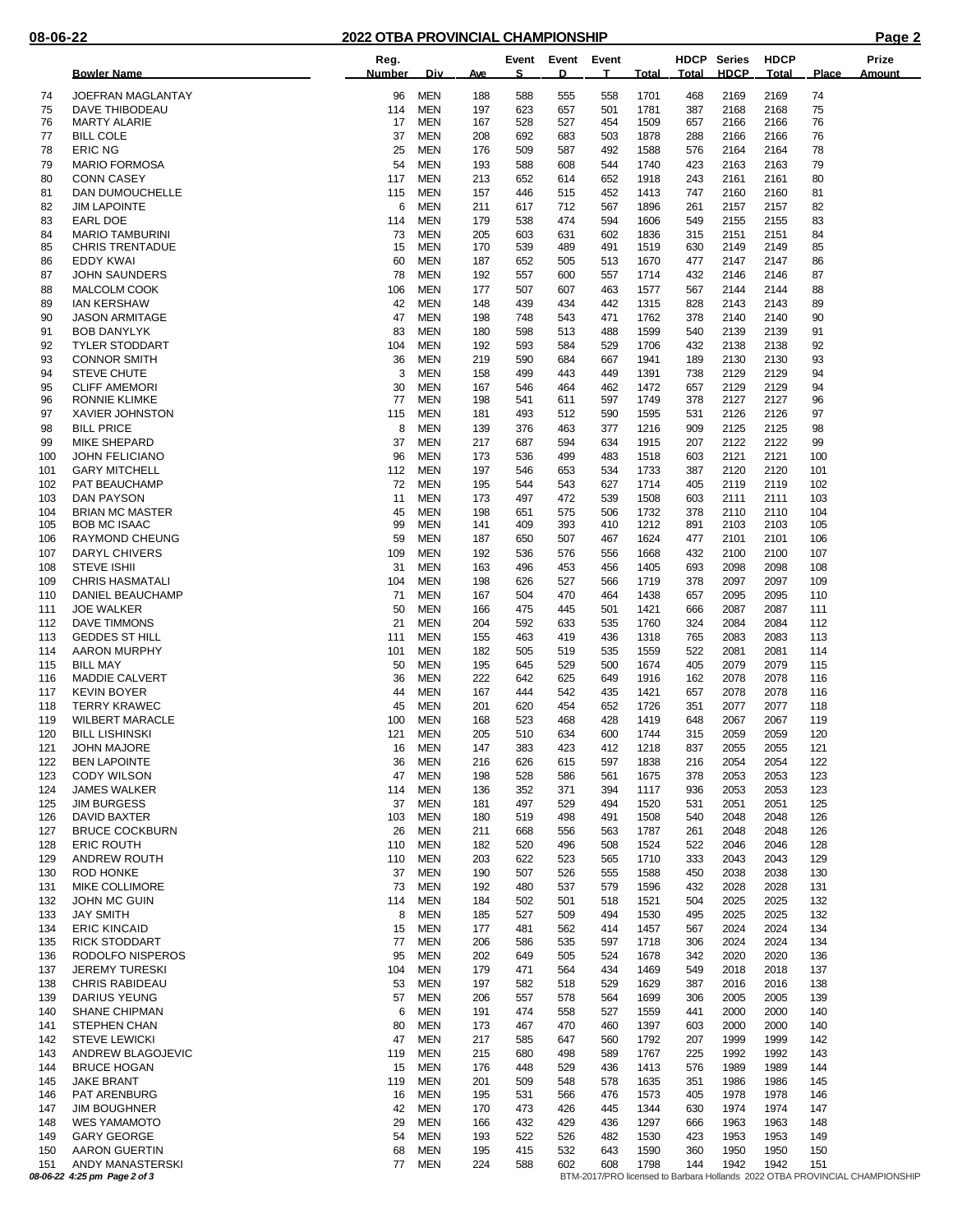# 2022 OTBA PROVINCIAL CHAMPIONSHIP

| | Bowler Name | Reg. Number | Div | Ave | Event S | Event D | Event T | Total | HDCP Total | Series HDCP | HDCP Total | Place | Prize Amount |
|---|---|---|---|---|---|---|---|---|---|---|---|---|---|
| 74 | JOEFRAN MAGLANTAY | 96 | MEN | 188 | 588 | 555 | 558 | 1701 | 468 | 2169 | 2169 | 74 | |
| 75 | DAVE THIBODEAU | 114 | MEN | 197 | 623 | 657 | 501 | 1781 | 387 | 2168 | 2168 | 75 | |
| 76 | MARTY ALARIE | 17 | MEN | 167 | 528 | 527 | 454 | 1509 | 657 | 2166 | 2166 | 76 | |
| 77 | BILL COLE | 37 | MEN | 208 | 692 | 683 | 503 | 1878 | 288 | 2166 | 2166 | 76 | |
| 78 | ERIC NG | 25 | MEN | 176 | 509 | 587 | 492 | 1588 | 576 | 2164 | 2164 | 78 | |
| 79 | MARIO FORMOSA | 54 | MEN | 193 | 588 | 608 | 544 | 1740 | 423 | 2163 | 2163 | 79 | |
| 80 | CONN CASEY | 117 | MEN | 213 | 652 | 614 | 652 | 1918 | 243 | 2161 | 2161 | 80 | |
| 81 | DAN DUMOUCHELLE | 115 | MEN | 157 | 446 | 515 | 452 | 1413 | 747 | 2160 | 2160 | 81 | |
| 82 | JIM LAPOINTE | 6 | MEN | 211 | 617 | 712 | 567 | 1896 | 261 | 2157 | 2157 | 82 | |
| 83 | EARL DOE | 114 | MEN | 179 | 538 | 474 | 594 | 1606 | 549 | 2155 | 2155 | 83 | |
| 84 | MARIO TAMBURINI | 73 | MEN | 205 | 603 | 631 | 602 | 1836 | 315 | 2151 | 2151 | 84 | |
| 85 | CHRIS TRENTADUE | 15 | MEN | 170 | 539 | 489 | 491 | 1519 | 630 | 2149 | 2149 | 85 | |
| 86 | EDDY KWAI | 60 | MEN | 187 | 652 | 505 | 513 | 1670 | 477 | 2147 | 2147 | 86 | |
| 87 | JOHN SAUNDERS | 78 | MEN | 192 | 557 | 600 | 557 | 1714 | 432 | 2146 | 2146 | 87 | |
| 88 | MALCOLM COOK | 106 | MEN | 177 | 507 | 607 | 463 | 1577 | 567 | 2144 | 2144 | 88 | |
| 89 | IAN KERSHAW | 42 | MEN | 148 | 439 | 434 | 442 | 1315 | 828 | 2143 | 2143 | 89 | |
| 90 | JASON ARMITAGE | 47 | MEN | 198 | 748 | 543 | 471 | 1762 | 378 | 2140 | 2140 | 90 | |
| 91 | BOB DANYLYK | 83 | MEN | 180 | 598 | 513 | 488 | 1599 | 540 | 2139 | 2139 | 91 | |
| 92 | TYLER STODDART | 104 | MEN | 192 | 593 | 584 | 529 | 1706 | 432 | 2138 | 2138 | 92 | |
| 93 | CONNOR SMITH | 36 | MEN | 219 | 590 | 684 | 667 | 1941 | 189 | 2130 | 2130 | 93 | |
| 94 | STEVE CHUTE | 3 | MEN | 158 | 499 | 443 | 449 | 1391 | 738 | 2129 | 2129 | 94 | |
| 95 | CLIFF AMEMORI | 30 | MEN | 167 | 546 | 464 | 462 | 1472 | 657 | 2129 | 2129 | 94 | |
| 96 | RONNIE KLIMKE | 77 | MEN | 198 | 541 | 611 | 597 | 1749 | 378 | 2127 | 2127 | 96 | |
| 97 | XAVIER JOHNSTON | 115 | MEN | 181 | 493 | 512 | 590 | 1595 | 531 | 2126 | 2126 | 97 | |
| 98 | BILL PRICE | 8 | MEN | 139 | 376 | 463 | 377 | 1216 | 909 | 2125 | 2125 | 98 | |
| 99 | MIKE SHEPARD | 37 | MEN | 217 | 687 | 594 | 634 | 1915 | 207 | 2122 | 2122 | 99 | |
| 100 | JOHN FELICIANO | 96 | MEN | 173 | 536 | 499 | 483 | 1518 | 603 | 2121 | 2121 | 100 | |
| 101 | GARY MITCHELL | 112 | MEN | 197 | 546 | 653 | 534 | 1733 | 387 | 2120 | 2120 | 101 | |
| 102 | PAT BEAUCHAMP | 72 | MEN | 195 | 544 | 543 | 627 | 1714 | 405 | 2119 | 2119 | 102 | |
| 103 | DAN PAYSON | 11 | MEN | 173 | 497 | 472 | 539 | 1508 | 603 | 2111 | 2111 | 103 | |
| 104 | BRIAN MC MASTER | 45 | MEN | 198 | 651 | 575 | 506 | 1732 | 378 | 2110 | 2110 | 104 | |
| 105 | BOB MC ISAAC | 99 | MEN | 141 | 409 | 393 | 410 | 1212 | 891 | 2103 | 2103 | 105 | |
| 106 | RAYMOND CHEUNG | 59 | MEN | 187 | 650 | 507 | 467 | 1624 | 477 | 2101 | 2101 | 106 | |
| 107 | DARYL CHIVERS | 109 | MEN | 192 | 536 | 576 | 556 | 1668 | 432 | 2100 | 2100 | 107 | |
| 108 | STEVE ISHII | 31 | MEN | 163 | 496 | 453 | 456 | 1405 | 693 | 2098 | 2098 | 108 | |
| 109 | CHRIS HASMATALI | 104 | MEN | 198 | 626 | 527 | 566 | 1719 | 378 | 2097 | 2097 | 109 | |
| 110 | DANIEL BEAUCHAMP | 71 | MEN | 167 | 504 | 470 | 464 | 1438 | 657 | 2095 | 2095 | 110 | |
| 111 | JOE WALKER | 50 | MEN | 166 | 475 | 445 | 501 | 1421 | 666 | 2087 | 2087 | 111 | |
| 112 | DAVE TIMMONS | 21 | MEN | 204 | 592 | 633 | 535 | 1760 | 324 | 2084 | 2084 | 112 | |
| 113 | GEDDES ST HILL | 111 | MEN | 155 | 463 | 419 | 436 | 1318 | 765 | 2083 | 2083 | 113 | |
| 114 | AARON MURPHY | 101 | MEN | 182 | 505 | 519 | 535 | 1559 | 522 | 2081 | 2081 | 114 | |
| 115 | BILL MAY | 50 | MEN | 195 | 645 | 529 | 500 | 1674 | 405 | 2079 | 2079 | 115 | |
| 116 | MADDIE CALVERT | 36 | MEN | 222 | 642 | 625 | 649 | 1916 | 162 | 2078 | 2078 | 116 | |
| 117 | KEVIN BOYER | 44 | MEN | 167 | 444 | 542 | 435 | 1421 | 657 | 2078 | 2078 | 116 | |
| 118 | TERRY KRAWEC | 45 | MEN | 201 | 620 | 454 | 652 | 1726 | 351 | 2077 | 2077 | 118 | |
| 119 | WILBERT MARACLE | 100 | MEN | 168 | 523 | 468 | 428 | 1419 | 648 | 2067 | 2067 | 119 | |
| 120 | BILL LISHINSKI | 121 | MEN | 205 | 510 | 634 | 600 | 1744 | 315 | 2059 | 2059 | 120 | |
| 121 | JOHN MAJORE | 16 | MEN | 147 | 383 | 423 | 412 | 1218 | 837 | 2055 | 2055 | 121 | |
| 122 | BEN LAPOINTE | 36 | MEN | 216 | 626 | 615 | 597 | 1838 | 216 | 2054 | 2054 | 122 | |
| 123 | CODY WILSON | 47 | MEN | 198 | 528 | 586 | 561 | 1675 | 378 | 2053 | 2053 | 123 | |
| 124 | JAMES WALKER | 114 | MEN | 136 | 352 | 371 | 394 | 1117 | 936 | 2053 | 2053 | 123 | |
| 125 | JIM BURGESS | 37 | MEN | 181 | 497 | 529 | 494 | 1520 | 531 | 2051 | 2051 | 125 | |
| 126 | DAVID BAXTER | 103 | MEN | 180 | 519 | 498 | 491 | 1508 | 540 | 2048 | 2048 | 126 | |
| 127 | BRUCE COCKBURN | 26 | MEN | 211 | 668 | 556 | 563 | 1787 | 261 | 2048 | 2048 | 126 | |
| 128 | ERIC ROUTH | 110 | MEN | 182 | 520 | 496 | 508 | 1524 | 522 | 2046 | 2046 | 128 | |
| 129 | ANDREW ROUTH | 110 | MEN | 203 | 622 | 523 | 565 | 1710 | 333 | 2043 | 2043 | 129 | |
| 130 | ROD HONKE | 37 | MEN | 190 | 507 | 526 | 555 | 1588 | 450 | 2038 | 2038 | 130 | |
| 131 | MIKE COLLIMORE | 73 | MEN | 192 | 480 | 537 | 579 | 1596 | 432 | 2028 | 2028 | 131 | |
| 132 | JOHN MC GUIN | 114 | MEN | 184 | 502 | 501 | 518 | 1521 | 504 | 2025 | 2025 | 132 | |
| 133 | JAY SMITH | 8 | MEN | 185 | 527 | 509 | 494 | 1530 | 495 | 2025 | 2025 | 132 | |
| 134 | ERIC KINCAID | 15 | MEN | 177 | 481 | 562 | 414 | 1457 | 567 | 2024 | 2024 | 134 | |
| 135 | RICK STODDART | 77 | MEN | 206 | 586 | 535 | 597 | 1718 | 306 | 2024 | 2024 | 134 | |
| 136 | RODOLFO NISPEROS | 95 | MEN | 202 | 649 | 505 | 524 | 1678 | 342 | 2020 | 2020 | 136 | |
| 137 | JEREMY TURESKI | 104 | MEN | 179 | 471 | 564 | 434 | 1469 | 549 | 2018 | 2018 | 137 | |
| 138 | CHRIS RABIDEAU | 53 | MEN | 197 | 582 | 518 | 529 | 1629 | 387 | 2016 | 2016 | 138 | |
| 139 | DARIUS YEUNG | 57 | MEN | 206 | 557 | 578 | 564 | 1699 | 306 | 2005 | 2005 | 139 | |
| 140 | SHANE CHIPMAN | 6 | MEN | 191 | 474 | 558 | 527 | 1559 | 441 | 2000 | 2000 | 140 | |
| 141 | STEPHEN CHAN | 80 | MEN | 173 | 467 | 470 | 460 | 1397 | 603 | 2000 | 2000 | 140 | |
| 142 | STEVE LEWICKI | 47 | MEN | 217 | 585 | 647 | 560 | 1792 | 207 | 1999 | 1999 | 142 | |
| 143 | ANDREW BLAGOJEVIC | 119 | MEN | 215 | 680 | 498 | 589 | 1767 | 225 | 1992 | 1992 | 143 | |
| 144 | BRUCE HOGAN | 15 | MEN | 176 | 448 | 529 | 436 | 1413 | 576 | 1989 | 1989 | 144 | |
| 145 | JAKE BRANT | 119 | MEN | 201 | 509 | 548 | 578 | 1635 | 351 | 1986 | 1986 | 145 | |
| 146 | PAT ARENBURG | 16 | MEN | 195 | 531 | 566 | 476 | 1573 | 405 | 1978 | 1978 | 146 | |
| 147 | JIM BOUGHNER | 42 | MEN | 170 | 473 | 426 | 445 | 1344 | 630 | 1974 | 1974 | 147 | |
| 148 | WES YAMAMOTO | 29 | MEN | 166 | 432 | 429 | 436 | 1297 | 666 | 1963 | 1963 | 148 | |
| 149 | GARY GEORGE | 54 | MEN | 193 | 522 | 526 | 482 | 1530 | 423 | 1953 | 1953 | 149 | |
| 150 | AARON GUERTIN | 68 | MEN | 195 | 415 | 532 | 643 | 1590 | 360 | 1950 | 1950 | 150 | |
| 151 | ANDY MANASTERSKI | 77 | MEN | 224 | 588 | 602 | 608 | 1798 | 144 | 1942 | 1942 | 151 | |

BTM-2017/PRO licensed to Barbara Hollands 2022 OTBA PROVINCIAL CHAMPIONSHIP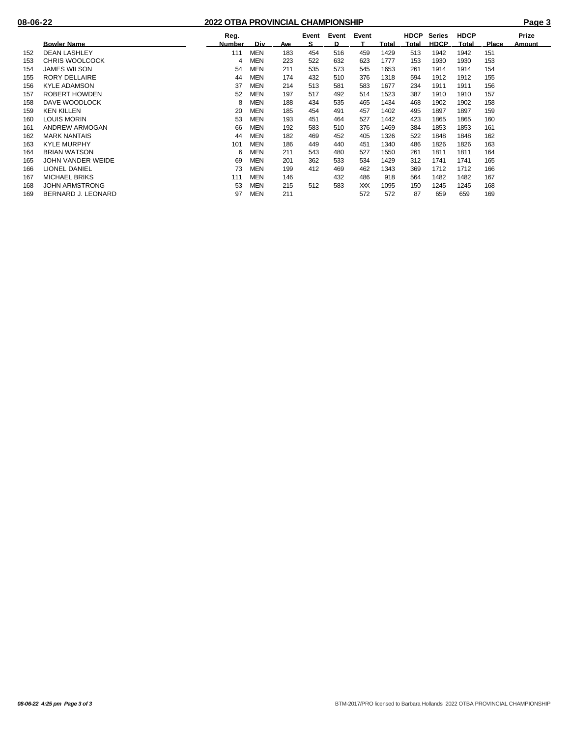# 2022 OTBA PROVINCIAL CHAMPIONSHIP

|  | Bowler Name | Reg. Number | Div | Ave | Event S | Event D | Event T | Total | HDCP Total | Series HDCP | HDCP Total | Place | Prize Amount |
|---|---|---|---|---|---|---|---|---|---|---|---|---|---|
| 152 | DEAN LASHLEY | 111 | MEN | 183 | 454 | 516 | 459 | 1429 | 513 | 1942 | 1942 | 151 | |
| 153 | CHRIS WOOLCOCK | 4 | MEN | 223 | 522 | 632 | 623 | 1777 | 153 | 1930 | 1930 | 153 | |
| 154 | JAMES WILSON | 54 | MEN | 211 | 535 | 573 | 545 | 1653 | 261 | 1914 | 1914 | 154 | |
| 155 | RORY DELLAIRE | 44 | MEN | 174 | 432 | 510 | 376 | 1318 | 594 | 1912 | 1912 | 155 | |
| 156 | KYLE ADAMSON | 37 | MEN | 214 | 513 | 581 | 583 | 1677 | 234 | 1911 | 1911 | 156 | |
| 157 | ROBERT HOWDEN | 52 | MEN | 197 | 517 | 492 | 514 | 1523 | 387 | 1910 | 1910 | 157 | |
| 158 | DAVE WOODLOCK | 8 | MEN | 188 | 434 | 535 | 465 | 1434 | 468 | 1902 | 1902 | 158 | |
| 159 | KEN KILLEN | 20 | MEN | 185 | 454 | 491 | 457 | 1402 | 495 | 1897 | 1897 | 159 | |
| 160 | LOUIS MORIN | 53 | MEN | 193 | 451 | 464 | 527 | 1442 | 423 | 1865 | 1865 | 160 | |
| 161 | ANDREW ARMOGAN | 66 | MEN | 192 | 583 | 510 | 376 | 1469 | 384 | 1853 | 1853 | 161 | |
| 162 | MARK NANTAIS | 44 | MEN | 182 | 469 | 452 | 405 | 1326 | 522 | 1848 | 1848 | 162 | |
| 163 | KYLE MURPHY | 101 | MEN | 186 | 449 | 440 | 451 | 1340 | 486 | 1826 | 1826 | 163 | |
| 164 | BRIAN WATSON | 6 | MEN | 211 | 543 | 480 | 527 | 1550 | 261 | 1811 | 1811 | 164 | |
| 165 | JOHN VANDER WEIDE | 69 | MEN | 201 | 362 | 533 | 534 | 1429 | 312 | 1741 | 1741 | 165 | |
| 166 | LIONEL DANIEL | 73 | MEN | 199 | 412 | 469 | 462 | 1343 | 369 | 1712 | 1712 | 166 | |
| 167 | MICHAEL BRIKS | 111 | MEN | 146 | | 432 | 486 | 918 | 564 | 1482 | 1482 | 167 | |
| 168 | JOHN ARMSTRONG | 53 | MEN | 215 | 512 | 583 | XXX | 1095 | 150 | 1245 | 1245 | 168 | |
| 169 | BERNARD J. LEONARD | 97 | MEN | 211 | | | 572 | 572 | 87 | 659 | 659 | 169 | |

BTM-2017/PRO licensed to Barbara Hollands 2022 OTBA PROVINCIAL CHAMPIONSHIP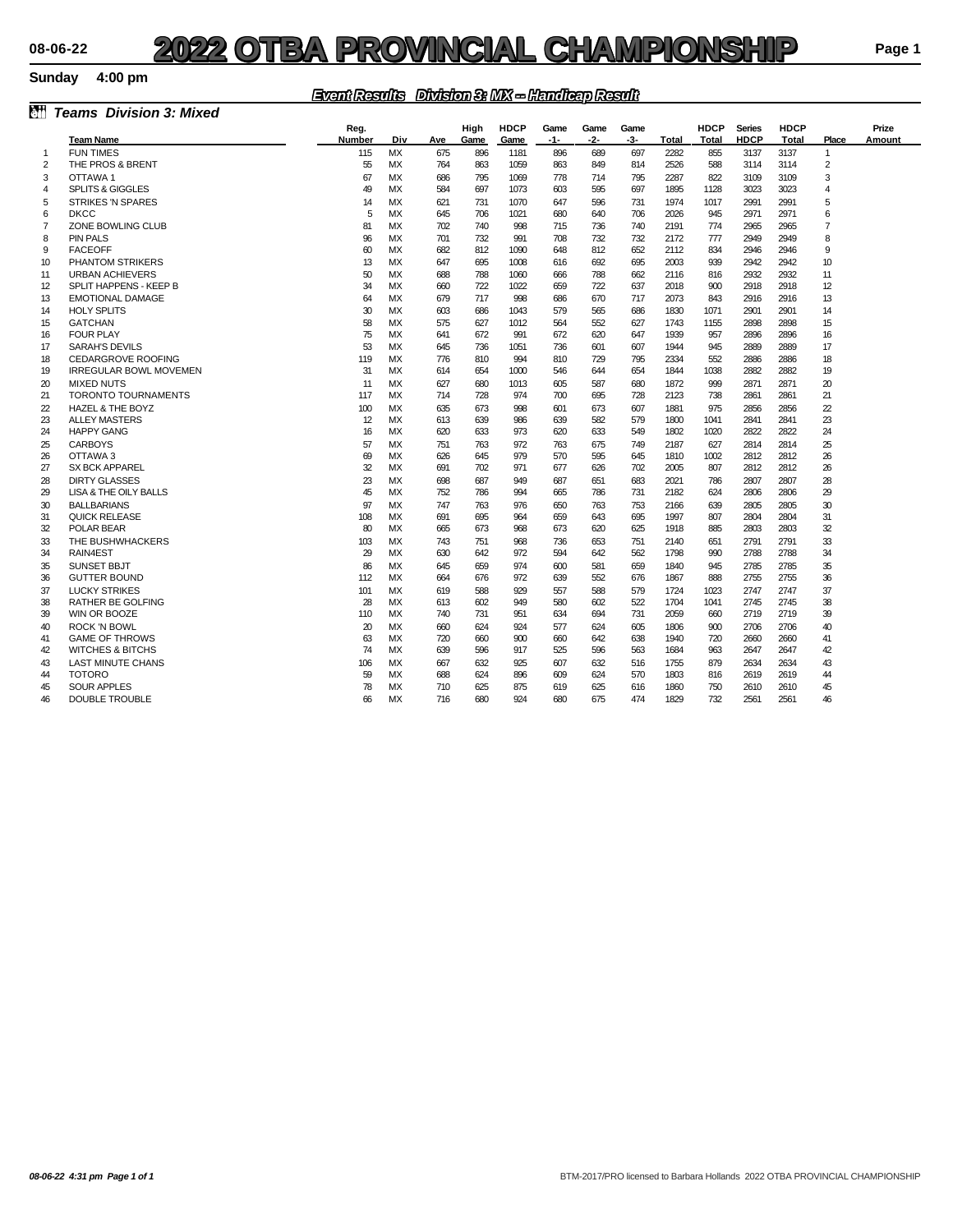# 2022 OTBA PROVINCIAL CHAMPIONSHIP

**08-06-22**

**Sunday 4:00 pm**

***Event Results Division 3: MX -- Handicap Result***

### *Teams Division 3: Mixed*

| | Team Name | Reg. Number | Div | Ave | High Game | HDCP Game | Game -1- | Game -2- | Game -3- | Total | HDCP Total | Series HDCP | HDCP Total | Place | Prize Amount |
|---|---|---|---|---|---|---|---|---|---|---|---|---|---|---|---|
| 1 | FUN TIMES | 115 | MX | 675 | 896 | 1181 | 896 | 689 | 697 | 2282 | 855 | 3137 | 3137 | 1 | |
| 2 | THE PROS & BRENT | 55 | MX | 764 | 863 | 1059 | 863 | 849 | 814 | 2526 | 588 | 3114 | 3114 | 2 | |
| 3 | OTTAWA 1 | 67 | MX | 686 | 795 | 1069 | 778 | 714 | 795 | 2287 | 822 | 3109 | 3109 | 3 | |
| 4 | SPLITS & GIGGLES | 49 | MX | 584 | 697 | 1073 | 603 | 595 | 697 | 1895 | 1128 | 3023 | 3023 | 4 | |
| 5 | STRIKES 'N SPARES | 14 | MX | 621 | 731 | 1070 | 647 | 596 | 731 | 1974 | 1017 | 2991 | 2991 | 5 | |
| 6 | DKCC | 5 | MX | 645 | 706 | 1021 | 680 | 640 | 706 | 2026 | 945 | 2971 | 2971 | 6 | |
| 7 | ZONE BOWLING CLUB | 81 | MX | 702 | 740 | 998 | 715 | 736 | 740 | 2191 | 774 | 2965 | 2965 | 7 | |
| 8 | PIN PALS | 96 | MX | 701 | 732 | 991 | 708 | 732 | 732 | 2172 | 777 | 2949 | 2949 | 8 | |
| 9 | FACEOFF | 60 | MX | 682 | 812 | 1090 | 648 | 812 | 652 | 2112 | 834 | 2946 | 2946 | 9 | |
| 10 | PHANTOM STRIKERS | 13 | MX | 647 | 695 | 1008 | 616 | 692 | 695 | 2003 | 939 | 2942 | 2942 | 10 | |
| 11 | URBAN ACHIEVERS | 50 | MX | 688 | 788 | 1060 | 666 | 788 | 662 | 2116 | 816 | 2932 | 2932 | 11 | |
| 12 | SPLIT HAPPENS - KEEP B | 34 | MX | 660 | 722 | 1022 | 659 | 722 | 637 | 2018 | 900 | 2918 | 2918 | 12 | |
| 13 | EMOTIONAL DAMAGE | 64 | MX | 679 | 717 | 998 | 686 | 670 | 717 | 2073 | 843 | 2916 | 2916 | 13 | |
| 14 | HOLY SPLITS | 30 | MX | 603 | 686 | 1043 | 579 | 565 | 686 | 1830 | 1071 | 2901 | 2901 | 14 | |
| 15 | GATCHAN | 58 | MX | 575 | 627 | 1012 | 564 | 552 | 627 | 1743 | 1155 | 2898 | 2898 | 15 | |
| 16 | FOUR PLAY | 75 | MX | 641 | 672 | 991 | 672 | 620 | 647 | 1939 | 957 | 2896 | 2896 | 16 | |
| 17 | SARAH'S DEVILS | 53 | MX | 645 | 736 | 1051 | 736 | 601 | 607 | 1944 | 945 | 2889 | 2889 | 17 | |
| 18 | CEDARGROVE ROOFING | 119 | MX | 776 | 810 | 994 | 810 | 729 | 795 | 2334 | 552 | 2886 | 2886 | 18 | |
| 19 | IRREGULAR BOWL MOVEMEN | 31 | MX | 614 | 654 | 1000 | 546 | 644 | 654 | 1844 | 1038 | 2882 | 2882 | 19 | |
| 20 | MIXED NUTS | 11 | MX | 627 | 680 | 1013 | 605 | 587 | 680 | 1872 | 999 | 2871 | 2871 | 20 | |
| 21 | TORONTO TOURNAMENTS | 117 | MX | 714 | 728 | 974 | 700 | 695 | 728 | 2123 | 738 | 2861 | 2861 | 21 | |
| 22 | HAZEL & THE BOYZ | 100 | MX | 635 | 673 | 998 | 601 | 673 | 607 | 1881 | 975 | 2856 | 2856 | 22 | |
| 23 | ALLEY MASTERS | 12 | MX | 613 | 639 | 986 | 639 | 582 | 579 | 1800 | 1041 | 2841 | 2841 | 23 | |
| 24 | HAPPY GANG | 16 | MX | 620 | 633 | 973 | 620 | 633 | 549 | 1802 | 1020 | 2822 | 2822 | 24 | |
| 25 | CARBOYS | 57 | MX | 751 | 763 | 972 | 763 | 675 | 749 | 2187 | 627 | 2814 | 2814 | 25 | |
| 26 | OTTAWA 3 | 69 | MX | 626 | 645 | 979 | 570 | 595 | 645 | 1810 | 1002 | 2812 | 2812 | 26 | |
| 27 | SX BCK APPAREL | 32 | MX | 691 | 702 | 971 | 677 | 626 | 702 | 2005 | 807 | 2812 | 2812 | 26 | |
| 28 | DIRTY GLASSES | 23 | MX | 698 | 687 | 949 | 687 | 651 | 683 | 2021 | 786 | 2807 | 2807 | 28 | |
| 29 | LISA & THE OILY BALLS | 45 | MX | 752 | 786 | 994 | 665 | 786 | 731 | 2182 | 624 | 2806 | 2806 | 29 | |
| 30 | BALLBARIANS | 97 | MX | 747 | 763 | 976 | 650 | 763 | 753 | 2166 | 639 | 2805 | 2805 | 30 | |
| 31 | QUICK RELEASE | 108 | MX | 691 | 695 | 964 | 659 | 643 | 695 | 1997 | 807 | 2804 | 2804 | 31 | |
| 32 | POLAR BEAR | 80 | MX | 665 | 673 | 968 | 673 | 620 | 625 | 1918 | 885 | 2803 | 2803 | 32 | |
| 33 | THE BUSHWHACKERS | 103 | MX | 743 | 751 | 968 | 736 | 653 | 751 | 2140 | 651 | 2791 | 2791 | 33 | |
| 34 | RAIN4EST | 29 | MX | 630 | 642 | 972 | 594 | 642 | 562 | 1798 | 990 | 2788 | 2788 | 34 | |
| 35 | SUNSET BBJT | 86 | MX | 645 | 659 | 974 | 600 | 581 | 659 | 1840 | 945 | 2785 | 2785 | 35 | |
| 36 | GUTTER BOUND | 112 | MX | 664 | 676 | 972 | 639 | 552 | 676 | 1867 | 888 | 2755 | 2755 | 36 | |
| 37 | LUCKY STRIKES | 101 | MX | 619 | 588 | 929 | 557 | 588 | 579 | 1724 | 1023 | 2747 | 2747 | 37 | |
| 38 | RATHER BE GOLFING | 28 | MX | 613 | 602 | 949 | 580 | 602 | 522 | 1704 | 1041 | 2745 | 2745 | 38 | |
| 39 | WIN OR BOOZE | 110 | MX | 740 | 731 | 951 | 634 | 694 | 731 | 2059 | 660 | 2719 | 2719 | 39 | |
| 40 | ROCK 'N BOWL | 20 | MX | 660 | 624 | 924 | 577 | 624 | 605 | 1806 | 900 | 2706 | 2706 | 40 | |
| 41 | GAME OF THROWS | 63 | MX | 720 | 660 | 900 | 660 | 642 | 638 | 1940 | 720 | 2660 | 2660 | 41 | |
| 42 | WITCHES & BITCHS | 74 | MX | 639 | 596 | 917 | 525 | 596 | 563 | 1684 | 963 | 2647 | 2647 | 42 | |
| 43 | LAST MINUTE CHANS | 106 | MX | 667 | 632 | 925 | 607 | 632 | 516 | 1755 | 879 | 2634 | 2634 | 43 | |
| 44 | TOTORO | 59 | MX | 688 | 624 | 896 | 609 | 624 | 570 | 1803 | 816 | 2619 | 2619 | 44 | |
| 45 | SOUR APPLES | 78 | MX | 710 | 625 | 875 | 619 | 625 | 616 | 1860 | 750 | 2610 | 2610 | 45 | |
| 46 | DOUBLE TROUBLE | 66 | MX | 716 | 680 | 924 | 680 | 675 | 474 | 1829 | 732 | 2561 | 2561 | 46 | |

*08-06-22 4:31 pm* BTM-2017/PRO licensed to Barbara Hollands 2022 OTBA PROVINCIAL CHAMPIONSHIP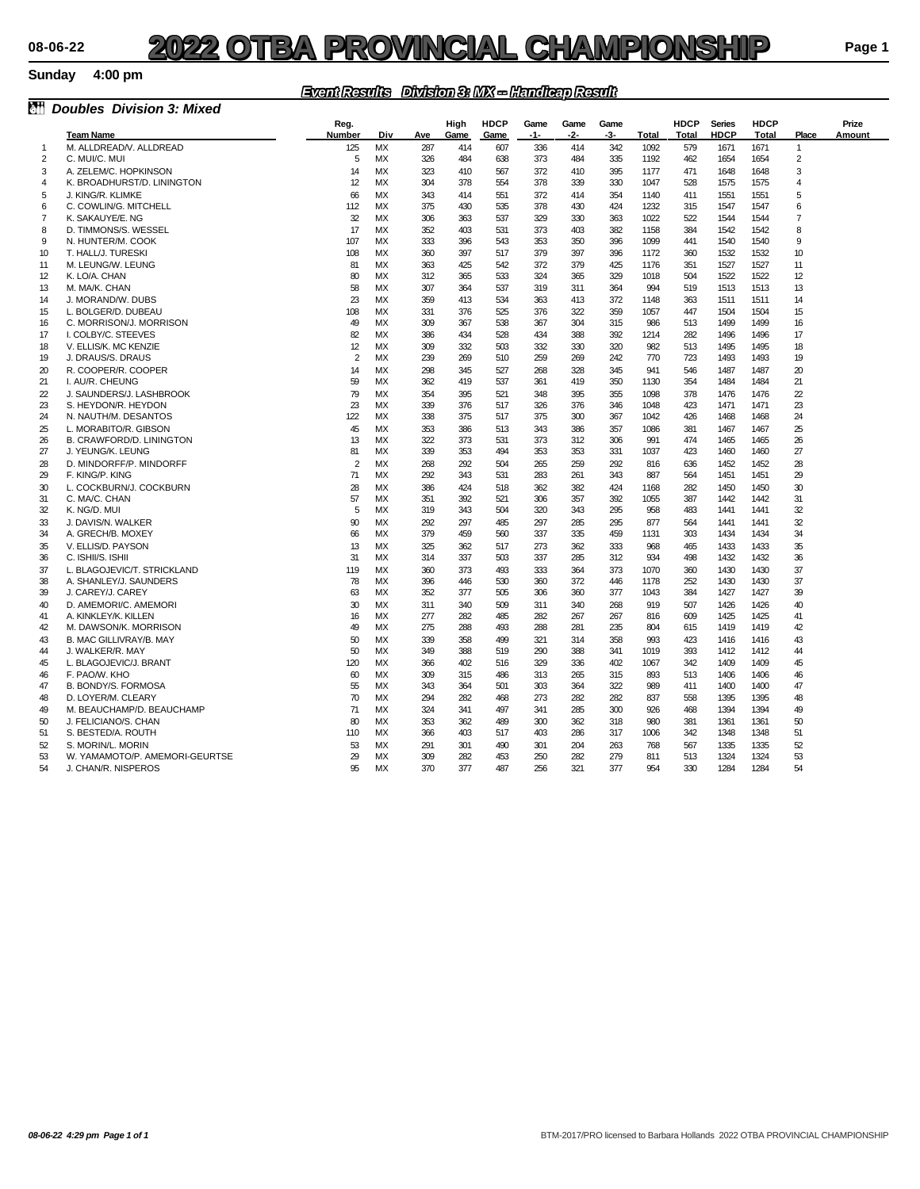# 2022 OTBA PROVINCIAL CHAMPIONSHIP

08-06-22

**Sunday 4:00 pm**

***Event Results Division 3: MX -- Handicap Result***

## *Doubles Division 3: Mixed*

| | Team Name | Reg. Number | Div | Ave | High Game | HDCP Game | Game -1- | Game -2- | Game -3- | Total | HDCP Total | Series HDCP | HDCP Total | Place | Prize Amount |
|---|---|---|---|---|---|---|---|---|---|---|---|---|---|---|---|
| 1 | M. ALLDREAD/V. ALLDREAD | 125 | MX | 287 | 414 | 607 | 336 | 414 | 342 | 1092 | 579 | 1671 | 1671 | 1 | |
| 2 | C. MUI/C. MUI | 5 | MX | 326 | 484 | 638 | 373 | 484 | 335 | 1192 | 462 | 1654 | 1654 | 2 | |
| 3 | A. ZELEM/C. HOPKINSON | 14 | MX | 323 | 410 | 567 | 372 | 410 | 395 | 1177 | 471 | 1648 | 1648 | 3 | |
| 4 | K. BROADHURST/D. LININGTON | 12 | MX | 304 | 378 | 554 | 378 | 339 | 330 | 1047 | 528 | 1575 | 1575 | 4 | |
| 5 | J. KING/R. KLIMKE | 66 | MX | 343 | 414 | 551 | 372 | 414 | 354 | 1140 | 411 | 1551 | 1551 | 5 | |
| 6 | C. COWLIN/G. MITCHELL | 112 | MX | 375 | 430 | 535 | 378 | 430 | 424 | 1232 | 315 | 1547 | 1547 | 6 | |
| 7 | K. SAKAUYE/E. NG | 32 | MX | 306 | 363 | 537 | 329 | 330 | 363 | 1022 | 522 | 1544 | 1544 | 7 | |
| 8 | D. TIMMONS/S. WESSEL | 17 | MX | 352 | 403 | 531 | 373 | 403 | 382 | 1158 | 384 | 1542 | 1542 | 8 | |
| 9 | N. HUNTER/M. COOK | 107 | MX | 333 | 396 | 543 | 353 | 350 | 396 | 1099 | 441 | 1540 | 1540 | 9 | |
| 10 | T. HALL/J. TURESKI | 108 | MX | 360 | 397 | 517 | 379 | 397 | 396 | 1172 | 360 | 1532 | 1532 | 10 | |
| 11 | M. LEUNG/W. LEUNG | 81 | MX | 363 | 425 | 542 | 372 | 379 | 425 | 1176 | 351 | 1527 | 1527 | 11 | |
| 12 | K. LO/A. CHAN | 80 | MX | 312 | 365 | 533 | 324 | 365 | 329 | 1018 | 504 | 1522 | 1522 | 12 | |
| 13 | M. MA/K. CHAN | 58 | MX | 307 | 364 | 537 | 319 | 311 | 364 | 994 | 519 | 1513 | 1513 | 13 | |
| 14 | J. MORAND/W. DUBS | 23 | MX | 359 | 413 | 534 | 363 | 413 | 372 | 1148 | 363 | 1511 | 1511 | 14 | |
| 15 | L. BOLGER/D. DUBEAU | 108 | MX | 331 | 376 | 525 | 376 | 322 | 359 | 1057 | 447 | 1504 | 1504 | 15 | |
| 16 | C. MORRISON/J. MORRISON | 49 | MX | 309 | 367 | 538 | 367 | 304 | 315 | 986 | 513 | 1499 | 1499 | 16 | |
| 17 | I. COLBY/C. STEEVES | 82 | MX | 386 | 434 | 528 | 434 | 388 | 392 | 1214 | 282 | 1496 | 1496 | 17 | |
| 18 | V. ELLIS/K. MC KENZIE | 12 | MX | 309 | 332 | 503 | 332 | 330 | 320 | 982 | 513 | 1495 | 1495 | 18 | |
| 19 | J. DRAUS/S. DRAUS | 2 | MX | 239 | 269 | 510 | 259 | 269 | 242 | 770 | 723 | 1493 | 1493 | 19 | |
| 20 | R. COOPER/R. COOPER | 14 | MX | 298 | 345 | 527 | 268 | 328 | 345 | 941 | 546 | 1487 | 1487 | 20 | |
| 21 | I. AU/R. CHEUNG | 59 | MX | 362 | 419 | 537 | 361 | 419 | 350 | 1130 | 354 | 1484 | 1484 | 21 | |
| 22 | J. SAUNDERS/J. LASHBROOK | 79 | MX | 354 | 395 | 521 | 348 | 395 | 355 | 1098 | 378 | 1476 | 1476 | 22 | |
| 23 | S. HEYDON/R. HEYDON | 23 | MX | 339 | 376 | 517 | 326 | 376 | 346 | 1048 | 423 | 1471 | 1471 | 23 | |
| 24 | N. NAUTH/M. DESANTOS | 122 | MX | 338 | 375 | 517 | 375 | 300 | 367 | 1042 | 426 | 1468 | 1468 | 24 | |
| 25 | L. MORABITO/R. GIBSON | 45 | MX | 353 | 386 | 513 | 343 | 386 | 357 | 1086 | 381 | 1467 | 1467 | 25 | |
| 26 | B. CRAWFORD/D. LININGTON | 13 | MX | 322 | 373 | 531 | 373 | 312 | 306 | 991 | 474 | 1465 | 1465 | 26 | |
| 27 | J. YEUNG/K. LEUNG | 81 | MX | 339 | 353 | 494 | 353 | 353 | 331 | 1037 | 423 | 1460 | 1460 | 27 | |
| 28 | D. MINDORFF/P. MINDORFF | 2 | MX | 268 | 292 | 504 | 265 | 259 | 292 | 816 | 636 | 1452 | 1452 | 28 | |
| 29 | F. KING/P. KING | 71 | MX | 292 | 343 | 531 | 283 | 261 | 343 | 887 | 564 | 1451 | 1451 | 29 | |
| 30 | L. COCKBURN/J. COCKBURN | 28 | MX | 386 | 424 | 518 | 362 | 382 | 424 | 1168 | 282 | 1450 | 1450 | 30 | |
| 31 | C. MA/C. CHAN | 57 | MX | 351 | 392 | 521 | 306 | 357 | 392 | 1055 | 387 | 1442 | 1442 | 31 | |
| 32 | K. NG/D. MUI | 5 | MX | 319 | 343 | 504 | 320 | 343 | 295 | 958 | 483 | 1441 | 1441 | 32 | |
| 33 | J. DAVIS/N. WALKER | 90 | MX | 292 | 297 | 485 | 297 | 285 | 295 | 877 | 564 | 1441 | 1441 | 32 | |
| 34 | A. GRECH/B. MOXEY | 66 | MX | 379 | 459 | 560 | 337 | 335 | 459 | 1131 | 303 | 1434 | 1434 | 34 | |
| 35 | V. ELLIS/D. PAYSON | 13 | MX | 325 | 362 | 517 | 273 | 362 | 333 | 968 | 465 | 1433 | 1433 | 35 | |
| 36 | C. ISHII/S. ISHII | 31 | MX | 314 | 337 | 503 | 337 | 285 | 312 | 934 | 498 | 1432 | 1432 | 36 | |
| 37 | L. BLAGOJEVIC/T. STRICKLAND | 119 | MX | 360 | 373 | 493 | 333 | 364 | 373 | 1070 | 360 | 1430 | 1430 | 37 | |
| 38 | A. SHANLEY/J. SAUNDERS | 78 | MX | 396 | 446 | 530 | 360 | 372 | 446 | 1178 | 252 | 1430 | 1430 | 37 | |
| 39 | J. CAREY/J. CAREY | 63 | MX | 352 | 377 | 505 | 306 | 360 | 377 | 1043 | 384 | 1427 | 1427 | 39 | |
| 40 | D. AMEMORI/C. AMEMORI | 30 | MX | 311 | 340 | 509 | 311 | 340 | 268 | 919 | 507 | 1426 | 1426 | 40 | |
| 41 | A. KINKLEY/K. KILLEN | 16 | MX | 277 | 282 | 485 | 282 | 267 | 267 | 816 | 609 | 1425 | 1425 | 41 | |
| 42 | M. DAWSON/K. MORRISON | 49 | MX | 275 | 288 | 493 | 288 | 281 | 235 | 804 | 615 | 1419 | 1419 | 42 | |
| 43 | B. MAC GILLIVRAY/B. MAY | 50 | MX | 339 | 358 | 499 | 321 | 314 | 358 | 993 | 423 | 1416 | 1416 | 43 | |
| 44 | J. WALKER/R. MAY | 50 | MX | 349 | 388 | 519 | 290 | 388 | 341 | 1019 | 393 | 1412 | 1412 | 44 | |
| 45 | L. BLAGOJEVIC/J. BRANT | 120 | MX | 366 | 402 | 516 | 329 | 336 | 402 | 1067 | 342 | 1409 | 1409 | 45 | |
| 46 | F. PAO/W. KHO | 60 | MX | 309 | 315 | 486 | 313 | 265 | 315 | 893 | 513 | 1406 | 1406 | 46 | |
| 47 | B. BONDY/S. FORMOSA | 55 | MX | 343 | 364 | 501 | 303 | 364 | 322 | 989 | 411 | 1400 | 1400 | 47 | |
| 48 | D. LOYER/M. CLEARY | 70 | MX | 294 | 282 | 468 | 273 | 282 | 282 | 837 | 558 | 1395 | 1395 | 48 | |
| 49 | M. BEAUCHAMP/D. BEAUCHAMP | 71 | MX | 324 | 341 | 497 | 341 | 285 | 300 | 926 | 468 | 1394 | 1394 | 49 | |
| 50 | J. FELICIANO/S. CHAN | 80 | MX | 353 | 362 | 489 | 300 | 362 | 318 | 980 | 381 | 1361 | 1361 | 50 | |
| 51 | S. BESTED/A. ROUTH | 110 | MX | 366 | 403 | 517 | 403 | 286 | 317 | 1006 | 342 | 1348 | 1348 | 51 | |
| 52 | S. MORIN/L. MORIN | 53 | MX | 291 | 301 | 490 | 301 | 204 | 263 | 768 | 567 | 1335 | 1335 | 52 | |
| 53 | W. YAMAMOTO/P. AMEMORI-GEURTSE | 29 | MX | 309 | 282 | 453 | 250 | 282 | 279 | 811 | 513 | 1324 | 1324 | 53 | |
| 54 | J. CHAN/R. NISPEROS | 95 | MX | 370 | 377 | 487 | 256 | 321 | 377 | 954 | 330 | 1284 | 1284 | 54 | |

*08-06-22 4:29 pm Page 1 of 1*

BTM-2017/PRO licensed to Barbara Hollands 2022 OTBA PROVINCIAL CHAMPIONSHIP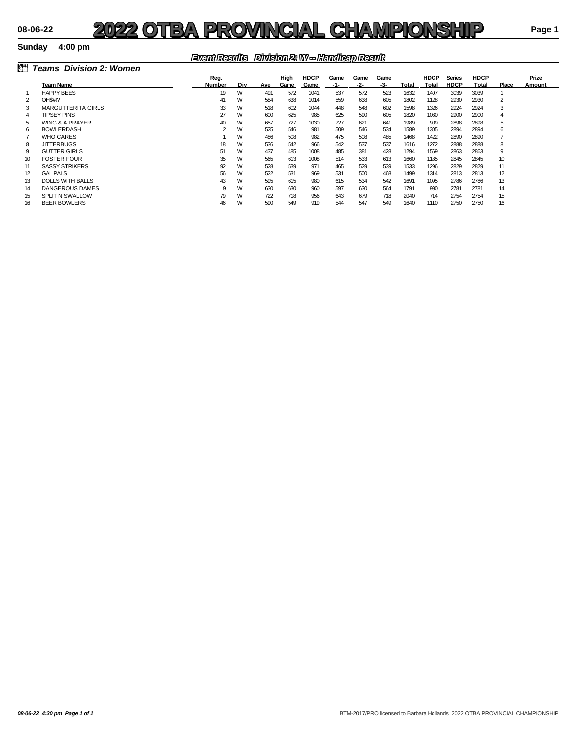# 2022 OTBA PROVINCIAL CHAMPIONSHIP

08-06-22

**Sunday 4:00 pm**

***Event Results Division 2: W -- Handicap Result***

### *Teams Division 2: Women*

| | Team Name | Reg. Number | Div | Ave | High Game | HDCP Game | Game -1- | Game -2- | Game -3- | Total | HDCP Total | Series HDCP | HDCP Total | Place | Prize Amount |
|---|---|---|---|---|---|---|---|---|---|---|---|---|---|---|---|
| 1 | HAPPY BEES | 19 | W | 491 | 572 | 1041 | 537 | 572 | 523 | 1632 | 1407 | 3039 | 3039 | 1 | |
| 2 | OH$#!? | 41 | W | 584 | 638 | 1014 | 559 | 638 | 605 | 1802 | 1128 | 2930 | 2930 | 2 | |
| 3 | MARGUTTERITA GIRLS | 33 | W | 518 | 602 | 1044 | 448 | 548 | 602 | 1598 | 1326 | 2924 | 2924 | 3 | |
| 4 | TIPSEY PINS | 27 | W | 600 | 625 | 985 | 625 | 590 | 605 | 1820 | 1080 | 2900 | 2900 | 4 | |
| 5 | WING & A PRAYER | 40 | W | 657 | 727 | 1030 | 727 | 621 | 641 | 1989 | 909 | 2898 | 2898 | 5 | |
| 6 | BOWLERDASH | 2 | W | 525 | 546 | 981 | 509 | 546 | 534 | 1589 | 1305 | 2894 | 2894 | 6 | |
| 7 | WHO CARES | 1 | W | 486 | 508 | 982 | 475 | 508 | 485 | 1468 | 1422 | 2890 | 2890 | 7 | |
| 8 | JITTERBUGS | 18 | W | 536 | 542 | 966 | 542 | 537 | 537 | 1616 | 1272 | 2888 | 2888 | 8 | |
| 9 | GUTTER GIRLS | 51 | W | 437 | 485 | 1008 | 485 | 381 | 428 | 1294 | 1569 | 2863 | 2863 | 9 | |
| 10 | FOSTER FOUR | 35 | W | 565 | 613 | 1008 | 514 | 533 | 613 | 1660 | 1185 | 2845 | 2845 | 10 | |
| 11 | SASSY STRIKERS | 92 | W | 528 | 539 | 971 | 465 | 529 | 539 | 1533 | 1296 | 2829 | 2829 | 11 | |
| 12 | GAL PALS | 56 | W | 522 | 531 | 969 | 531 | 500 | 468 | 1499 | 1314 | 2813 | 2813 | 12 | |
| 13 | DOLLS WITH BALLS | 43 | W | 595 | 615 | 980 | 615 | 534 | 542 | 1691 | 1095 | 2786 | 2786 | 13 | |
| 14 | DANGEROUS DAMES | 9 | W | 630 | 630 | 960 | 597 | 630 | 564 | 1791 | 990 | 2781 | 2781 | 14 | |
| 15 | SPLIT N SWALLOW | 79 | W | 722 | 718 | 956 | 643 | 679 | 718 | 2040 | 714 | 2754 | 2754 | 15 | |
| 16 | BEER BOWLERS | 46 | W | 590 | 549 | 919 | 544 | 547 | 549 | 1640 | 1110 | 2750 | 2750 | 16 | |

*08-06-22 4:30 pm*

BTM-2017/PRO licensed to Barbara Hollands 2022 OTBA PROVINCIAL CHAMPIONSHIP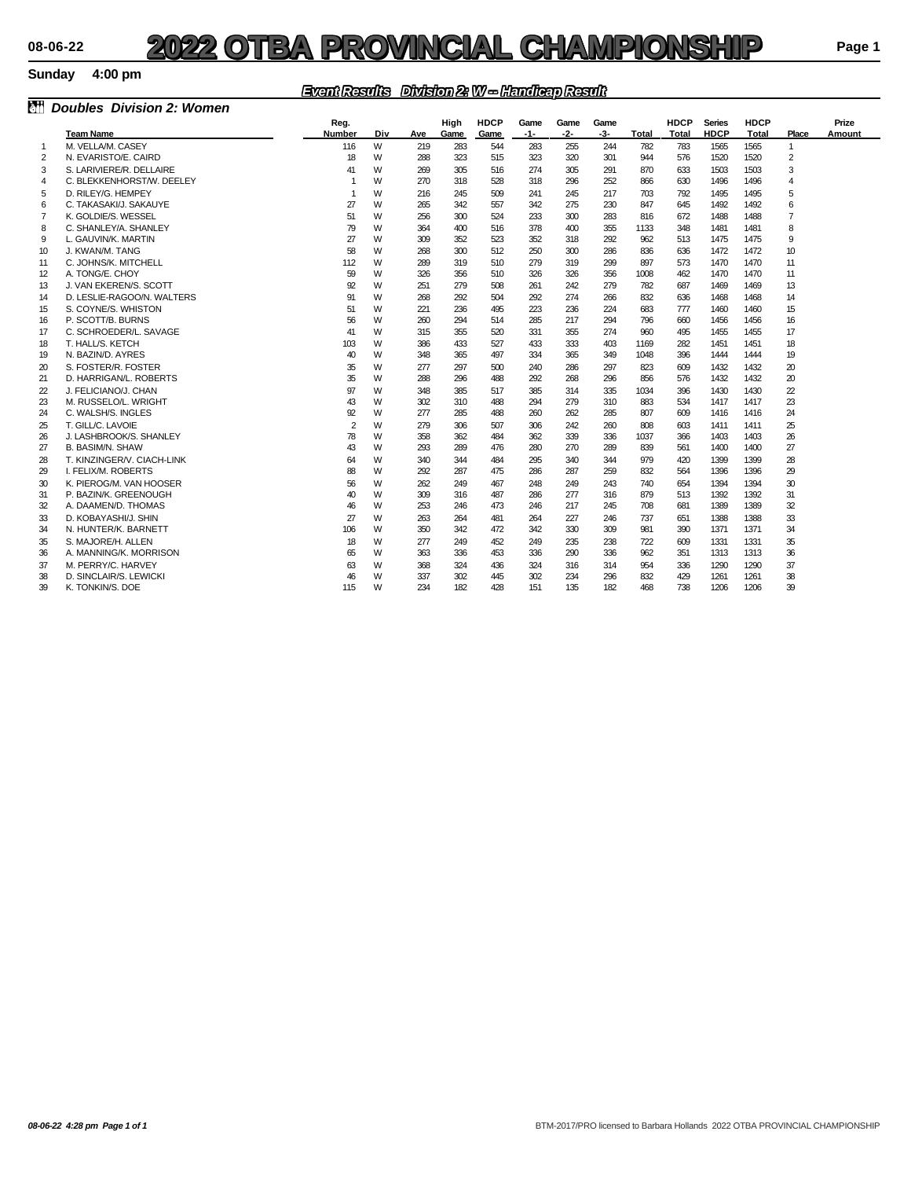# 2022 OTBA PROVINCIAL CHAMPIONSHIP

08-06-22

**Sunday 4:00 pm**

***Event Results Division 2: W -- Handicap Result***

## *Doubles Division 2: Women*

| | Team Name | Reg. Number | Div | Ave | High Game | HDCP Game | Game -1- | Game -2- | Game -3- | Total | HDCP Total | Series HDCP | HDCP Total | Place | Prize Amount |
|---|---|---|---|---|---|---|---|---|---|---|---|---|---|---|---|
| 1 | M. VELLA/M. CASEY | 116 | W | 219 | 283 | 544 | 283 | 255 | 244 | 782 | 783 | 1565 | 1565 | 1 | |
| 2 | N. EVARISTO/E. CAIRD | 18 | W | 288 | 323 | 515 | 323 | 320 | 301 | 944 | 576 | 1520 | 1520 | 2 | |
| 3 | S. LARIVIERE/R. DELLAIRE | 41 | W | 269 | 305 | 516 | 274 | 305 | 291 | 870 | 633 | 1503 | 1503 | 3 | |
| 4 | C. BLEKKENHORST/W. DEELEY | 1 | W | 270 | 318 | 528 | 318 | 296 | 252 | 866 | 630 | 1496 | 1496 | 4 | |
| 5 | D. RILEY/G. HEMPEY | 1 | W | 216 | 245 | 509 | 241 | 245 | 217 | 703 | 792 | 1495 | 1495 | 5 | |
| 6 | C. TAKASAKI/J. SAKAUYE | 27 | W | 265 | 342 | 557 | 342 | 275 | 230 | 847 | 645 | 1492 | 1492 | 6 | |
| 7 | K. GOLDIE/S. WESSEL | 51 | W | 256 | 300 | 524 | 233 | 300 | 283 | 816 | 672 | 1488 | 1488 | 7 | |
| 8 | C. SHANLEY/A. SHANLEY | 79 | W | 364 | 400 | 516 | 378 | 400 | 355 | 1133 | 348 | 1481 | 1481 | 8 | |
| 9 | L. GAUVIN/K. MARTIN | 27 | W | 309 | 352 | 523 | 352 | 318 | 292 | 962 | 513 | 1475 | 1475 | 9 | |
| 10 | J. KWAN/M. TANG | 58 | W | 268 | 300 | 512 | 250 | 300 | 286 | 836 | 636 | 1472 | 1472 | 10 | |
| 11 | C. JOHNS/K. MITCHELL | 112 | W | 289 | 319 | 510 | 279 | 319 | 299 | 897 | 573 | 1470 | 1470 | 11 | |
| 12 | A. TONG/E. CHOY | 59 | W | 326 | 356 | 510 | 326 | 326 | 356 | 1008 | 462 | 1470 | 1470 | 11 | |
| 13 | J. VAN EKEREN/S. SCOTT | 92 | W | 251 | 279 | 508 | 261 | 242 | 279 | 782 | 687 | 1469 | 1469 | 13 | |
| 14 | D. LESLIE-RAGOO/N. WALTERS | 91 | W | 268 | 292 | 504 | 292 | 274 | 266 | 832 | 636 | 1468 | 1468 | 14 | |
| 15 | S. COYNE/S. WHISTON | 51 | W | 221 | 236 | 495 | 223 | 236 | 224 | 683 | 777 | 1460 | 1460 | 15 | |
| 16 | P. SCOTT/B. BURNS | 56 | W | 260 | 294 | 514 | 285 | 217 | 294 | 796 | 660 | 1456 | 1456 | 16 | |
| 17 | C. SCHROEDER/L. SAVAGE | 41 | W | 315 | 355 | 520 | 331 | 355 | 274 | 960 | 495 | 1455 | 1455 | 17 | |
| 18 | T. HALL/S. KETCH | 103 | W | 386 | 433 | 527 | 433 | 333 | 403 | 1169 | 282 | 1451 | 1451 | 18 | |
| 19 | N. BAZIN/D. AYRES | 40 | W | 348 | 365 | 497 | 334 | 365 | 349 | 1048 | 396 | 1444 | 1444 | 19 | |
| 20 | S. FOSTER/R. FOSTER | 35 | W | 277 | 297 | 500 | 240 | 286 | 297 | 823 | 609 | 1432 | 1432 | 20 | |
| 21 | D. HARRIGAN/L. ROBERTS | 35 | W | 288 | 296 | 488 | 292 | 268 | 296 | 856 | 576 | 1432 | 1432 | 20 | |
| 22 | J. FELICIANO/J. CHAN | 97 | W | 348 | 385 | 517 | 385 | 314 | 335 | 1034 | 396 | 1430 | 1430 | 22 | |
| 23 | M. RUSSELO/L. WRIGHT | 43 | W | 302 | 310 | 488 | 294 | 279 | 310 | 883 | 534 | 1417 | 1417 | 23 | |
| 24 | C. WALSH/S. INGLES | 92 | W | 277 | 285 | 488 | 260 | 262 | 285 | 807 | 609 | 1416 | 1416 | 24 | |
| 25 | T. GILL/C. LAVOIE | 2 | W | 279 | 306 | 507 | 306 | 242 | 260 | 808 | 603 | 1411 | 1411 | 25 | |
| 26 | J. LASHBROOK/S. SHANLEY | 78 | W | 358 | 362 | 484 | 362 | 339 | 336 | 1037 | 366 | 1403 | 1403 | 26 | |
| 27 | B. BASIM/N. SHAW | 43 | W | 293 | 289 | 476 | 280 | 270 | 289 | 839 | 561 | 1400 | 1400 | 27 | |
| 28 | T. KINZINGER/V. CIACH-LINK | 64 | W | 340 | 344 | 484 | 295 | 340 | 344 | 979 | 420 | 1399 | 1399 | 28 | |
| 29 | I. FELIX/M. ROBERTS | 88 | W | 292 | 287 | 475 | 286 | 287 | 259 | 832 | 564 | 1396 | 1396 | 29 | |
| 30 | K. PIEROG/M. VAN HOOSER | 56 | W | 262 | 249 | 467 | 248 | 249 | 243 | 740 | 654 | 1394 | 1394 | 30 | |
| 31 | P. BAZIN/K. GREENOUGH | 40 | W | 309 | 316 | 487 | 286 | 277 | 316 | 879 | 513 | 1392 | 1392 | 31 | |
| 32 | A. DAAMEN/D. THOMAS | 46 | W | 253 | 246 | 473 | 246 | 217 | 245 | 708 | 681 | 1389 | 1389 | 32 | |
| 33 | D. KOBAYASHI/J. SHIN | 27 | W | 263 | 264 | 481 | 264 | 227 | 246 | 737 | 651 | 1388 | 1388 | 33 | |
| 34 | N. HUNTER/K. BARNETT | 106 | W | 350 | 342 | 472 | 342 | 330 | 309 | 981 | 390 | 1371 | 1371 | 34 | |
| 35 | S. MAJORE/H. ALLEN | 18 | W | 277 | 249 | 452 | 249 | 235 | 238 | 722 | 609 | 1331 | 1331 | 35 | |
| 36 | A. MANNING/K. MORRISON | 65 | W | 363 | 336 | 453 | 336 | 290 | 336 | 962 | 351 | 1313 | 1313 | 36 | |
| 37 | M. PERRY/C. HARVEY | 63 | W | 368 | 324 | 436 | 324 | 316 | 314 | 954 | 336 | 1290 | 1290 | 37 | |
| 38 | D. SINCLAIR/S. LEWICKI | 46 | W | 337 | 302 | 445 | 302 | 234 | 296 | 832 | 429 | 1261 | 1261 | 38 | |
| 39 | K. TONKIN/S. DOE | 115 | W | 234 | 182 | 428 | 151 | 135 | 182 | 468 | 738 | 1206 | 1206 | 39 | |

*08-06-22 4:28 pm Page 1 of 1*

BTM-2017/PRO licensed to Barbara Hollands 2022 OTBA PROVINCIAL CHAMPIONSHIP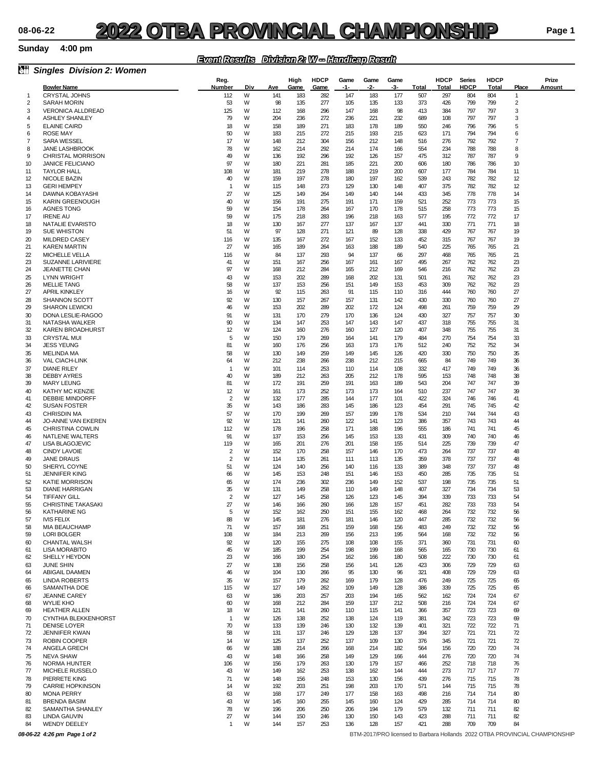# 2022 OTBA PROVINCIAL CHAMPIONSHIP

08-06-22

**Sunday 4:00 pm**

***Event Results Division 2: W -- Handicap Result***

## *Singles Division 2: Women*

| | Bowler Name | Reg. Number | Div | Ave | High Game | HDCP Game | Game -1- | Game -2- | Game -3- | Total | HDCP Total | Series HDCP | HDCP Total | Place | Prize Amount |
|---|---|---|---|---|---|---|---|---|---|---|---|---|---|---|---|
| 1 | CRYSTAL JOHNS | 112 | W | 141 | 183 | 282 | 147 | 183 | 177 | 507 | 297 | 804 | 804 | 1 | |
| 2 | SARAH MORIN | 53 | W | 98 | 135 | 277 | 105 | 135 | 133 | 373 | 426 | 799 | 799 | 2 | |
| 3 | VERONICA ALLDREAD | 125 | W | 112 | 168 | 296 | 147 | 168 | 98 | 413 | 384 | 797 | 797 | 3 | |
| 4 | ASHLEY SHANLEY | 79 | W | 204 | 236 | 272 | 236 | 221 | 232 | 689 | 108 | 797 | 797 | 3 | |
| 5 | ELAINE CAIRD | 18 | W | 158 | 189 | 271 | 183 | 178 | 189 | 550 | 246 | 796 | 796 | 5 | |
| 6 | ROSE MAY | 50 | W | 183 | 215 | 272 | 215 | 193 | 215 | 623 | 171 | 794 | 794 | 6 | |
| 7 | SARA WESSEL | 17 | W | 148 | 212 | 304 | 156 | 212 | 148 | 516 | 276 | 792 | 792 | 7 | |
| 8 | JANE LASHBROOK | 78 | W | 162 | 214 | 292 | 214 | 174 | 166 | 554 | 234 | 788 | 788 | 8 | |
| 9 | CHRISTAL MORRISON | 49 | W | 136 | 192 | 296 | 192 | 126 | 157 | 475 | 312 | 787 | 787 | 9 | |
| 10 | JANICE FELICIANO | 97 | W | 180 | 221 | 281 | 185 | 221 | 200 | 606 | 180 | 786 | 786 | 10 | |
| 11 | TAYLOR HALL | 108 | W | 181 | 219 | 278 | 188 | 219 | 200 | 607 | 177 | 784 | 784 | 11 | |
| 12 | NICOLE BAZIN | 40 | W | 159 | 197 | 278 | 180 | 197 | 162 | 539 | 243 | 782 | 782 | 12 | |
| 13 | GERI HEMPEY | 1 | W | 115 | 148 | 273 | 129 | 130 | 148 | 407 | 375 | 782 | 782 | 12 | |
| 14 | DAWNA KOBAYASHI | 27 | W | 125 | 149 | 264 | 149 | 140 | 144 | 433 | 345 | 778 | 778 | 14 | |
| 15 | KARIN GREENOUGH | 40 | W | 156 | 191 | 275 | 191 | 171 | 159 | 521 | 252 | 773 | 773 | 15 | |
| 16 | AGNES TONG | 59 | W | 154 | 178 | 264 | 167 | 170 | 178 | 515 | 258 | 773 | 773 | 15 | |
| 17 | IRENE AU | 59 | W | 175 | 218 | 283 | 196 | 218 | 163 | 577 | 195 | 772 | 772 | 17 | |
| 18 | NATALIE EVARISTO | 18 | W | 130 | 167 | 277 | 137 | 167 | 137 | 441 | 330 | 771 | 771 | 18 | |
| 19 | SUE WHISTON | 51 | W | 97 | 128 | 271 | 121 | 89 | 128 | 338 | 429 | 767 | 767 | 19 | |
| 20 | MILDRED CASEY | 116 | W | 135 | 167 | 272 | 167 | 152 | 133 | 452 | 315 | 767 | 767 | 19 | |
| 21 | KAREN MARTIN | 27 | W | 165 | 189 | 264 | 163 | 188 | 189 | 540 | 225 | 765 | 765 | 21 | |
| 22 | MICHELLE VELLA | 116 | W | 84 | 137 | 293 | 94 | 137 | 66 | 297 | 468 | 765 | 765 | 21 | |
| 23 | SUZANNE LARIVIERE | 41 | W | 151 | 167 | 256 | 167 | 161 | 167 | 495 | 267 | 762 | 762 | 23 | |
| 24 | JEANETTE CHAN | 97 | W | 168 | 212 | 284 | 165 | 212 | 169 | 546 | 216 | 762 | 762 | 23 | |
| 25 | LYNN WRIGHT | 43 | W | 153 | 202 | 289 | 168 | 202 | 131 | 501 | 261 | 762 | 762 | 23 | |
| 26 | MELLIE TANG | 58 | W | 137 | 153 | 256 | 151 | 149 | 153 | 453 | 309 | 762 | 762 | 23 | |
| 27 | APRIL KINKLEY | 16 | W | 92 | 115 | 263 | 91 | 115 | 110 | 316 | 444 | 760 | 760 | 27 | |
| 28 | SHANNON SCOTT | 92 | W | 130 | 157 | 267 | 157 | 131 | 142 | 430 | 330 | 760 | 760 | 27 | |
| 29 | SHARON LEWICKI | 46 | W | 153 | 202 | 289 | 202 | 172 | 124 | 498 | 261 | 759 | 759 | 29 | |
| 30 | DONA LESLIE-RAGOO | 91 | W | 131 | 170 | 279 | 170 | 136 | 124 | 430 | 327 | 757 | 757 | 30 | |
| 31 | NATASHA WALKER | 90 | W | 134 | 147 | 253 | 147 | 143 | 147 | 437 | 318 | 755 | 755 | 31 | |
| 32 | KAREN BROADHURST | 12 | W | 124 | 160 | 276 | 160 | 127 | 120 | 407 | 348 | 755 | 755 | 31 | |
| 33 | CRYSTAL MUI | 5 | W | 150 | 179 | 269 | 164 | 141 | 179 | 484 | 270 | 754 | 754 | 33 | |
| 34 | JESS YEUNG | 81 | W | 160 | 176 | 256 | 163 | 173 | 176 | 512 | 240 | 752 | 752 | 34 | |
| 35 | MELINDA MA | 58 | W | 130 | 149 | 259 | 149 | 145 | 126 | 420 | 330 | 750 | 750 | 35 | |
| 36 | VAL CIACH-LINK | 64 | W | 212 | 238 | 266 | 238 | 212 | 215 | 665 | 84 | 749 | 749 | 36 | |
| 37 | DIANE RILEY | 1 | W | 101 | 114 | 253 | 110 | 114 | 108 | 332 | 417 | 749 | 749 | 36 | |
| 38 | DEBBY AYRES | 40 | W | 189 | 212 | 263 | 205 | 212 | 178 | 595 | 153 | 748 | 748 | 38 | |
| 39 | MARY LEUNG | 81 | W | 172 | 191 | 259 | 191 | 163 | 189 | 543 | 204 | 747 | 747 | 39 | |
| 40 | KATHY MC KENZIE | 12 | W | 161 | 173 | 252 | 173 | 173 | 164 | 510 | 237 | 747 | 747 | 39 | |
| 41 | DEBBIE MINDORFF | 2 | W | 132 | 177 | 285 | 144 | 177 | 101 | 422 | 324 | 746 | 746 | 41 | |
| 42 | SUSAN FOSTER | 35 | W | 143 | 186 | 283 | 145 | 186 | 123 | 454 | 291 | 745 | 745 | 42 | |
| 43 | CHRISDIN MA | 57 | W | 170 | 199 | 269 | 157 | 199 | 178 | 534 | 210 | 744 | 744 | 43 | |
| 44 | JO-ANNE VAN EKEREN | 92 | W | 121 | 141 | 260 | 122 | 141 | 123 | 386 | 357 | 743 | 743 | 44 | |
| 45 | CHRISTINA COWLIN | 112 | W | 178 | 196 | 258 | 171 | 188 | 196 | 555 | 186 | 741 | 741 | 45 | |
| 46 | NATLENE WALTERS | 91 | W | 137 | 153 | 256 | 145 | 153 | 133 | 431 | 309 | 740 | 740 | 46 | |
| 47 | LISA BLAGOJEVIC | 119 | W | 165 | 201 | 276 | 201 | 158 | 155 | 514 | 225 | 739 | 739 | 47 | |
| 48 | CINDY LAVOIE | 2 | W | 152 | 170 | 258 | 157 | 146 | 170 | 473 | 264 | 737 | 737 | 48 | |
| 49 | JANE DRAUS | 2 | W | 114 | 135 | 261 | 111 | 113 | 135 | 359 | 378 | 737 | 737 | 48 | |
| 50 | SHERYL COYNE | 51 | W | 124 | 140 | 256 | 140 | 116 | 133 | 389 | 348 | 737 | 737 | 48 | |
| 51 | JENNIFER KING | 66 | W | 145 | 153 | 248 | 151 | 146 | 153 | 450 | 285 | 735 | 735 | 51 | |
| 52 | KATIE MORRISON | 65 | W | 174 | 236 | 302 | 236 | 149 | 152 | 537 | 198 | 735 | 735 | 51 | |
| 53 | DIANE HARRIGAN | 35 | W | 131 | 149 | 258 | 110 | 149 | 148 | 407 | 327 | 734 | 734 | 53 | |
| 54 | TIFFANY GILL | 2 | W | 127 | 145 | 258 | 126 | 123 | 145 | 394 | 339 | 733 | 733 | 54 | |
| 55 | CHRISTINE TAKASAKI | 27 | W | 146 | 166 | 260 | 166 | 128 | 157 | 451 | 282 | 733 | 733 | 54 | |
| 56 | KATHARINE NG | 5 | W | 152 | 162 | 250 | 151 | 155 | 162 | 468 | 264 | 732 | 732 | 56 | |
| 57 | IVIS FELIX | 88 | W | 145 | 181 | 276 | 181 | 146 | 120 | 447 | 285 | 732 | 732 | 56 | |
| 58 | MIA BEAUCHAMP | 71 | W | 157 | 168 | 251 | 159 | 168 | 156 | 483 | 249 | 732 | 732 | 56 | |
| 59 | LORI BOLGER | 108 | W | 184 | 213 | 269 | 156 | 213 | 195 | 564 | 168 | 732 | 732 | 56 | |
| 60 | CHANTAL WALSH | 92 | W | 120 | 155 | 275 | 108 | 108 | 155 | 371 | 360 | 731 | 731 | 60 | |
| 61 | LISA MORABITO | 45 | W | 185 | 199 | 254 | 198 | 199 | 168 | 565 | 165 | 730 | 730 | 61 | |
| 62 | SHELLY HEYDON | 23 | W | 166 | 180 | 254 | 162 | 166 | 180 | 508 | 222 | 730 | 730 | 61 | |
| 63 | JUNE SHIN | 27 | W | 138 | 156 | 258 | 156 | 141 | 126 | 423 | 306 | 729 | 729 | 63 | |
| 64 | ABIGAIL DAAMEN | 46 | W | 104 | 130 | 266 | 95 | 130 | 96 | 321 | 408 | 729 | 729 | 63 | |
| 65 | LINDA ROBERTS | 35 | W | 157 | 179 | 262 | 169 | 179 | 128 | 476 | 249 | 725 | 725 | 65 | |
| 66 | SAMANTHA DOE | 115 | W | 127 | 149 | 262 | 109 | 149 | 128 | 386 | 339 | 725 | 725 | 65 | |
| 67 | JEANNE CAREY | 63 | W | 186 | 203 | 257 | 203 | 194 | 165 | 562 | 162 | 724 | 724 | 67 | |
| 68 | WYLIE KHO | 60 | W | 168 | 212 | 284 | 159 | 137 | 212 | 508 | 216 | 724 | 724 | 67 | |
| 69 | HEATHER ALLEN | 18 | W | 121 | 141 | 260 | 110 | 115 | 141 | 366 | 357 | 723 | 723 | 69 | |
| 70 | CYNTHIA BLEKKENHORST | 1 | W | 126 | 138 | 252 | 138 | 124 | 119 | 381 | 342 | 723 | 723 | 69 | |
| 71 | DENISE LOYER | 70 | W | 133 | 139 | 246 | 130 | 132 | 139 | 401 | 321 | 722 | 722 | 71 | |
| 72 | JENNIFER KWAN | 58 | W | 131 | 137 | 246 | 129 | 128 | 137 | 394 | 327 | 721 | 721 | 72 | |
| 73 | ROBIN COOPER | 14 | W | 125 | 137 | 252 | 137 | 109 | 130 | 376 | 345 | 721 | 721 | 72 | |
| 74 | ANGELA GRECH | 66 | W | 188 | 214 | 266 | 168 | 214 | 182 | 564 | 156 | 720 | 720 | 74 | |
| 75 | NEVA SHAW | 43 | W | 148 | 166 | 258 | 149 | 129 | 166 | 444 | 276 | 720 | 720 | 74 | |
| 76 | NORMA HUNTER | 106 | W | 156 | 179 | 263 | 130 | 179 | 157 | 466 | 252 | 718 | 718 | 76 | |
| 77 | MICHELE RUSSELO | 43 | W | 149 | 162 | 253 | 138 | 162 | 144 | 444 | 273 | 717 | 717 | 77 | |
| 78 | PIERRETE KING | 71 | W | 148 | 156 | 248 | 153 | 130 | 156 | 439 | 276 | 715 | 715 | 78 | |
| 79 | CARRIE HOPKINSON | 14 | W | 192 | 203 | 251 | 198 | 203 | 170 | 571 | 144 | 715 | 715 | 78 | |
| 80 | MONA PERRY | 63 | W | 168 | 177 | 249 | 177 | 158 | 163 | 498 | 216 | 714 | 714 | 80 | |
| 81 | BRENDA BASIM | 43 | W | 145 | 160 | 255 | 145 | 160 | 124 | 429 | 285 | 714 | 714 | 80 | |
| 82 | SAMANTHA SHANLEY | 78 | W | 196 | 206 | 250 | 206 | 194 | 179 | 579 | 132 | 711 | 711 | 82 | |
| 83 | LINDA GAUVIN | 27 | W | 144 | 150 | 246 | 130 | 150 | 143 | 423 | 288 | 711 | 711 | 82 | |
| 84 | WENDY DEELEY | 1 | W | 144 | 157 | 253 | 136 | 128 | 157 | 421 | 288 | 709 | 709 | 84 | |

*08-06-22 4:26 pm Page 1 of 2*

BTM-2017/PRO licensed to Barbara Hollands 2022 OTBA PROVINCIAL CHAMPIONSHIP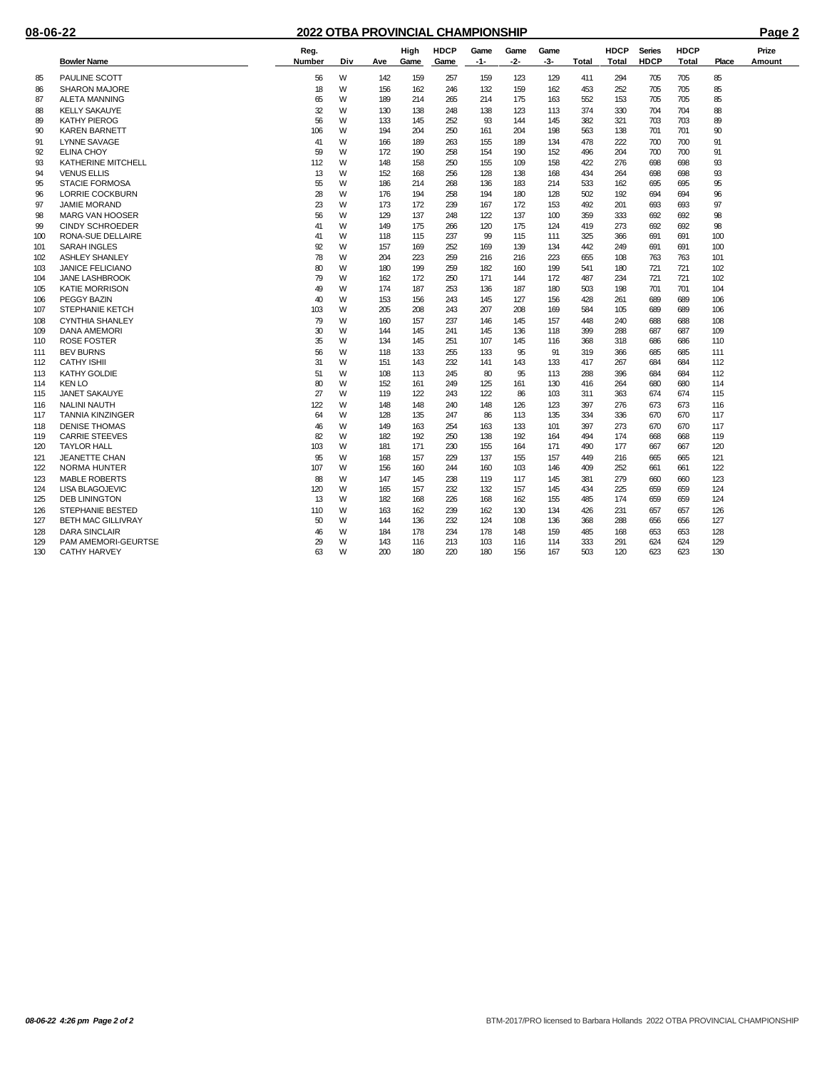# 2022 OTBA PROVINCIAL CHAMPIONSHIP

| | Bowler Name | Reg. Number | Div | Ave | High Game | HDCP Game | Game -1- | Game -2- | Game -3- | Total | HDCP Total | Series HDCP | HDCP Total | Place | Prize Amount |
|---|---|---|---|---|---|---|---|---|---|---|---|---|---|---|---|
| 85 | PAULINE SCOTT | 56 | W | 142 | 159 | 257 | 159 | 123 | 129 | 411 | 294 | 705 | 705 | 85 | |
| 86 | SHARON MAJORE | 18 | W | 156 | 162 | 246 | 132 | 159 | 162 | 453 | 252 | 705 | 705 | 85 | |
| 87 | ALETA MANNING | 65 | W | 189 | 214 | 265 | 214 | 175 | 163 | 552 | 153 | 705 | 705 | 85 | |
| 88 | KELLY SAKAUYE | 32 | W | 130 | 138 | 248 | 138 | 123 | 113 | 374 | 330 | 704 | 704 | 88 | |
| 89 | KATHY PIEROG | 56 | W | 133 | 145 | 252 | 93 | 144 | 145 | 382 | 321 | 703 | 703 | 89 | |
| 90 | KAREN BARNETT | 106 | W | 194 | 204 | 250 | 161 | 204 | 198 | 563 | 138 | 701 | 701 | 90 | |
| 91 | LYNNE SAVAGE | 41 | W | 166 | 189 | 263 | 155 | 189 | 134 | 478 | 222 | 700 | 700 | 91 | |
| 92 | ELINA CHOY | 59 | W | 172 | 190 | 258 | 154 | 190 | 152 | 496 | 204 | 700 | 700 | 91 | |
| 93 | KATHERINE MITCHELL | 112 | W | 148 | 158 | 250 | 155 | 109 | 158 | 422 | 276 | 698 | 698 | 93 | |
| 94 | VENUS ELLIS | 13 | W | 152 | 168 | 256 | 128 | 138 | 168 | 434 | 264 | 698 | 698 | 93 | |
| 95 | STACIE FORMOSA | 55 | W | 186 | 214 | 268 | 136 | 183 | 214 | 533 | 162 | 695 | 695 | 95 | |
| 96 | LORRIE COCKBURN | 28 | W | 176 | 194 | 258 | 194 | 180 | 128 | 502 | 192 | 694 | 694 | 96 | |
| 97 | JAMIE MORAND | 23 | W | 173 | 172 | 239 | 167 | 172 | 153 | 492 | 201 | 693 | 693 | 97 | |
| 98 | MARG VAN HOOSER | 56 | W | 129 | 137 | 248 | 122 | 137 | 100 | 359 | 333 | 692 | 692 | 98 | |
| 99 | CINDY SCHROEDER | 41 | W | 149 | 175 | 266 | 120 | 175 | 124 | 419 | 273 | 692 | 692 | 98 | |
| 100 | RONA-SUE DELLAIRE | 41 | W | 118 | 115 | 237 | 99 | 115 | 111 | 325 | 366 | 691 | 691 | 100 | |
| 101 | SARAH INGLES | 92 | W | 157 | 169 | 252 | 169 | 139 | 134 | 442 | 249 | 691 | 691 | 100 | |
| 102 | ASHLEY SHANLEY | 78 | W | 204 | 223 | 259 | 216 | 216 | 223 | 655 | 108 | 763 | 763 | 101 | |
| 103 | JANICE FELICIANO | 80 | W | 180 | 199 | 259 | 182 | 160 | 199 | 541 | 180 | 721 | 721 | 102 | |
| 104 | JANE LASHBROOK | 79 | W | 162 | 172 | 250 | 171 | 144 | 172 | 487 | 234 | 721 | 721 | 102 | |
| 105 | KATIE MORRISON | 49 | W | 174 | 187 | 253 | 136 | 187 | 180 | 503 | 198 | 701 | 701 | 104 | |
| 106 | PEGGY BAZIN | 40 | W | 153 | 156 | 243 | 145 | 127 | 156 | 428 | 261 | 689 | 689 | 106 | |
| 107 | STEPHANIE KETCH | 103 | W | 205 | 208 | 243 | 207 | 208 | 169 | 584 | 105 | 689 | 689 | 106 | |
| 108 | CYNTHIA SHANLEY | 79 | W | 160 | 157 | 237 | 146 | 145 | 157 | 448 | 240 | 688 | 688 | 108 | |
| 109 | DANA AMEMORI | 30 | W | 144 | 145 | 241 | 145 | 136 | 118 | 399 | 288 | 687 | 687 | 109 | |
| 110 | ROSE FOSTER | 35 | W | 134 | 145 | 251 | 107 | 145 | 116 | 368 | 318 | 686 | 686 | 110 | |
| 111 | BEV BURNS | 56 | W | 118 | 133 | 255 | 133 | 95 | 91 | 319 | 366 | 685 | 685 | 111 | |
| 112 | CATHY ISHII | 31 | W | 151 | 143 | 232 | 141 | 143 | 133 | 417 | 267 | 684 | 684 | 112 | |
| 113 | KATHY GOLDIE | 51 | W | 108 | 113 | 245 | 80 | 95 | 113 | 288 | 396 | 684 | 684 | 112 | |
| 114 | KEN LO | 80 | W | 152 | 161 | 249 | 125 | 161 | 130 | 416 | 264 | 680 | 680 | 114 | |
| 115 | JANET SAKAUYE | 27 | W | 119 | 122 | 243 | 122 | 86 | 103 | 311 | 363 | 674 | 674 | 115 | |
| 116 | NALINI NAUTH | 122 | W | 148 | 148 | 240 | 148 | 126 | 123 | 397 | 276 | 673 | 673 | 116 | |
| 117 | TANNIA KINZINGER | 64 | W | 128 | 135 | 247 | 86 | 113 | 135 | 334 | 336 | 670 | 670 | 117 | |
| 118 | DENISE THOMAS | 46 | W | 149 | 163 | 254 | 163 | 133 | 101 | 397 | 273 | 670 | 670 | 117 | |
| 119 | CARRIE STEEVES | 82 | W | 182 | 192 | 250 | 138 | 192 | 164 | 494 | 174 | 668 | 668 | 119 | |
| 120 | TAYLOR HALL | 103 | W | 181 | 171 | 230 | 155 | 164 | 171 | 490 | 177 | 667 | 667 | 120 | |
| 121 | JEANETTE CHAN | 95 | W | 168 | 157 | 229 | 137 | 155 | 157 | 449 | 216 | 665 | 665 | 121 | |
| 122 | NORMA HUNTER | 107 | W | 156 | 160 | 244 | 160 | 103 | 146 | 409 | 252 | 661 | 661 | 122 | |
| 123 | MABLE ROBERTS | 88 | W | 147 | 145 | 238 | 119 | 117 | 145 | 381 | 279 | 660 | 660 | 123 | |
| 124 | LISA BLAGOJEVIC | 120 | W | 165 | 157 | 232 | 132 | 157 | 145 | 434 | 225 | 659 | 659 | 124 | |
| 125 | DEB LININGTON | 13 | W | 182 | 168 | 226 | 168 | 162 | 155 | 485 | 174 | 659 | 659 | 124 | |
| 126 | STEPHANIE BESTED | 110 | W | 163 | 162 | 239 | 162 | 130 | 134 | 426 | 231 | 657 | 657 | 126 | |
| 127 | BETH MAC GILLIVRAY | 50 | W | 144 | 136 | 232 | 124 | 108 | 136 | 368 | 288 | 656 | 656 | 127 | |
| 128 | DARA SINCLAIR | 46 | W | 184 | 178 | 234 | 178 | 148 | 159 | 485 | 168 | 653 | 653 | 128 | |
| 129 | PAM AMEMORI-GEURTSE | 29 | W | 143 | 116 | 213 | 103 | 116 | 114 | 333 | 291 | 624 | 624 | 129 | |
| 130 | CATHY HARVEY | 63 | W | 200 | 180 | 220 | 180 | 156 | 167 | 503 | 120 | 623 | 623 | 130 | |

BTM-2017/PRO licensed to Barbara Hollands 2022 OTBA PROVINCIAL CHAMPIONSHIP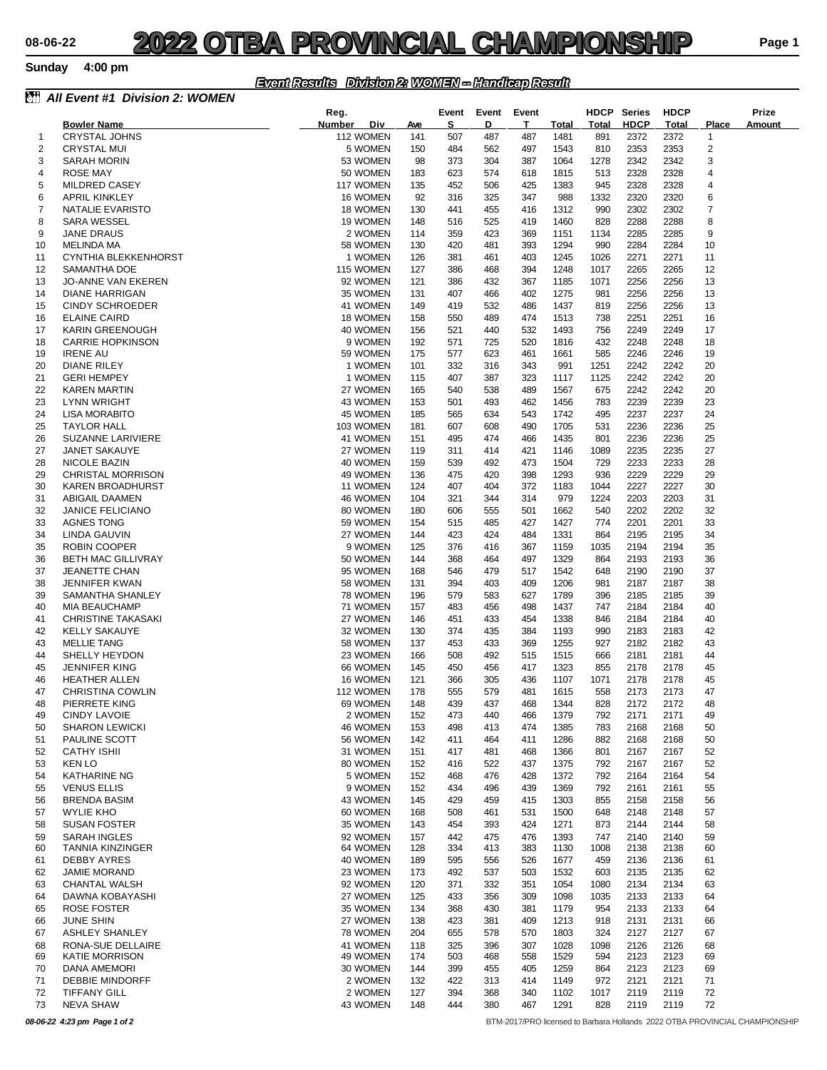# 2022 OTBA PROVINCIAL CHAMPIONSHIP

08-06-22

**Sunday 4:00 pm**

***Event Results Division 2: WOMEN -- Handicap Result***

### *All Event #1 Division 2: WOMEN*

| | Bowler Name | Reg. Number | Div | Ave | Event S | Event D | Event T | Total | HDCP Total | Series HDCP | HDCP Total | Place | Prize Amount |
|---|---|---|---|---|---|---|---|---|---|---|---|---|---|
| 1 | CRYSTAL JOHNS | 112 | WOMEN | 141 | 507 | 487 | 487 | 1481 | 891 | 2372 | 2372 | 1 | |
| 2 | CRYSTAL MUI | 5 | WOMEN | 150 | 484 | 562 | 497 | 1543 | 810 | 2353 | 2353 | 2 | |
| 3 | SARAH MORIN | 53 | WOMEN | 98 | 373 | 304 | 387 | 1064 | 1278 | 2342 | 2342 | 3 | |
| 4 | ROSE MAY | 50 | WOMEN | 183 | 623 | 574 | 618 | 1815 | 513 | 2328 | 2328 | 4 | |
| 5 | MILDRED CASEY | 117 | WOMEN | 135 | 452 | 506 | 425 | 1383 | 945 | 2328 | 2328 | 4 | |
| 6 | APRIL KINKLEY | 16 | WOMEN | 92 | 316 | 325 | 347 | 988 | 1332 | 2320 | 2320 | 6 | |
| 7 | NATALIE EVARISTO | 18 | WOMEN | 130 | 441 | 455 | 416 | 1312 | 990 | 2302 | 2302 | 7 | |
| 8 | SARA WESSEL | 19 | WOMEN | 148 | 516 | 525 | 419 | 1460 | 828 | 2288 | 2288 | 8 | |
| 9 | JANE DRAUS | 2 | WOMEN | 114 | 359 | 423 | 369 | 1151 | 1134 | 2285 | 2285 | 9 | |
| 10 | MELINDA MA | 58 | WOMEN | 130 | 420 | 481 | 393 | 1294 | 990 | 2284 | 2284 | 10 | |
| 11 | CYNTHIA BLEKKENHORST | 1 | WOMEN | 126 | 381 | 461 | 403 | 1245 | 1026 | 2271 | 2271 | 11 | |
| 12 | SAMANTHA DOE | 115 | WOMEN | 127 | 386 | 468 | 394 | 1248 | 1017 | 2265 | 2265 | 12 | |
| 13 | JO-ANNE VAN EKEREN | 92 | WOMEN | 121 | 386 | 432 | 367 | 1185 | 1071 | 2256 | 2256 | 13 | |
| 14 | DIANE HARRIGAN | 35 | WOMEN | 131 | 407 | 466 | 402 | 1275 | 981 | 2256 | 2256 | 13 | |
| 15 | CINDY SCHROEDER | 41 | WOMEN | 149 | 419 | 532 | 486 | 1437 | 819 | 2256 | 2256 | 13 | |
| 16 | ELAINE CAIRD | 18 | WOMEN | 158 | 550 | 489 | 474 | 1513 | 738 | 2251 | 2251 | 16 | |
| 17 | KARIN GREENOUGH | 40 | WOMEN | 156 | 521 | 440 | 532 | 1493 | 756 | 2249 | 2249 | 17 | |
| 18 | CARRIE HOPKINSON | 9 | WOMEN | 192 | 571 | 725 | 520 | 1816 | 432 | 2248 | 2248 | 18 | |
| 19 | IRENE AU | 59 | WOMEN | 175 | 577 | 623 | 461 | 1661 | 585 | 2246 | 2246 | 19 | |
| 20 | DIANE RILEY | 1 | WOMEN | 101 | 332 | 316 | 343 | 991 | 1251 | 2242 | 2242 | 20 | |
| 21 | GERI HEMPEY | 1 | WOMEN | 115 | 407 | 387 | 323 | 1117 | 1125 | 2242 | 2242 | 20 | |
| 22 | KAREN MARTIN | 27 | WOMEN | 165 | 540 | 538 | 489 | 1567 | 675 | 2242 | 2242 | 20 | |
| 23 | LYNN WRIGHT | 43 | WOMEN | 153 | 501 | 493 | 462 | 1456 | 783 | 2239 | 2239 | 23 | |
| 24 | LISA MORABITO | 45 | WOMEN | 185 | 565 | 634 | 543 | 1742 | 495 | 2237 | 2237 | 24 | |
| 25 | TAYLOR HALL | 103 | WOMEN | 181 | 607 | 608 | 490 | 1705 | 531 | 2236 | 2236 | 25 | |
| 26 | SUZANNE LARIVIERE | 41 | WOMEN | 151 | 495 | 474 | 466 | 1435 | 801 | 2236 | 2236 | 25 | |
| 27 | JANET SAKAUYE | 27 | WOMEN | 119 | 311 | 414 | 421 | 1146 | 1089 | 2235 | 2235 | 27 | |
| 28 | NICOLE BAZIN | 40 | WOMEN | 159 | 539 | 492 | 473 | 1504 | 729 | 2233 | 2233 | 28 | |
| 29 | CHRISTAL MORRISON | 49 | WOMEN | 136 | 475 | 420 | 398 | 1293 | 936 | 2229 | 2229 | 29 | |
| 30 | KAREN BROADHURST | 11 | WOMEN | 124 | 407 | 404 | 372 | 1183 | 1044 | 2227 | 2227 | 30 | |
| 31 | ABIGAIL DAAMEN | 46 | WOMEN | 104 | 321 | 344 | 314 | 979 | 1224 | 2203 | 2203 | 31 | |
| 32 | JANICE FELICIANO | 80 | WOMEN | 180 | 606 | 555 | 501 | 1662 | 540 | 2202 | 2202 | 32 | |
| 33 | AGNES TONG | 59 | WOMEN | 154 | 515 | 485 | 427 | 1427 | 774 | 2201 | 2201 | 33 | |
| 34 | LINDA GAUVIN | 27 | WOMEN | 144 | 423 | 424 | 484 | 1331 | 864 | 2195 | 2195 | 34 | |
| 35 | ROBIN COOPER | 9 | WOMEN | 125 | 376 | 416 | 367 | 1159 | 1035 | 2194 | 2194 | 35 | |
| 36 | BETH MAC GILLIVRAY | 50 | WOMEN | 144 | 368 | 464 | 497 | 1329 | 864 | 2193 | 2193 | 36 | |
| 37 | JEANETTE CHAN | 95 | WOMEN | 168 | 546 | 479 | 517 | 1542 | 648 | 2190 | 2190 | 37 | |
| 38 | JENNIFER KWAN | 58 | WOMEN | 131 | 394 | 403 | 409 | 1206 | 981 | 2187 | 2187 | 38 | |
| 39 | SAMANTHA SHANLEY | 78 | WOMEN | 196 | 579 | 583 | 627 | 1789 | 396 | 2185 | 2185 | 39 | |
| 40 | MIA BEAUCHAMP | 71 | WOMEN | 157 | 483 | 456 | 498 | 1437 | 747 | 2184 | 2184 | 40 | |
| 41 | CHRISTINE TAKASAKI | 27 | WOMEN | 146 | 451 | 433 | 454 | 1338 | 846 | 2184 | 2184 | 40 | |
| 42 | KELLY SAKAUYE | 32 | WOMEN | 130 | 374 | 435 | 384 | 1193 | 990 | 2183 | 2183 | 42 | |
| 43 | MELLIE TANG | 58 | WOMEN | 137 | 453 | 433 | 369 | 1255 | 927 | 2182 | 2182 | 43 | |
| 44 | SHELLY HEYDON | 23 | WOMEN | 166 | 508 | 492 | 515 | 1515 | 666 | 2181 | 2181 | 44 | |
| 45 | JENNIFER KING | 66 | WOMEN | 145 | 450 | 456 | 417 | 1323 | 855 | 2178 | 2178 | 45 | |
| 46 | HEATHER ALLEN | 16 | WOMEN | 121 | 366 | 305 | 436 | 1107 | 1071 | 2178 | 2178 | 45 | |
| 47 | CHRISTINA COWLIN | 112 | WOMEN | 178 | 555 | 579 | 481 | 1615 | 558 | 2173 | 2173 | 47 | |
| 48 | PIERRETE KING | 69 | WOMEN | 148 | 439 | 437 | 468 | 1344 | 828 | 2172 | 2172 | 48 | |
| 49 | CINDY LAVOIE | 2 | WOMEN | 152 | 473 | 440 | 466 | 1379 | 792 | 2171 | 2171 | 49 | |
| 50 | SHARON LEWICKI | 46 | WOMEN | 153 | 498 | 413 | 474 | 1385 | 783 | 2168 | 2168 | 50 | |
| 51 | PAULINE SCOTT | 56 | WOMEN | 142 | 411 | 464 | 411 | 1286 | 882 | 2168 | 2168 | 50 | |
| 52 | CATHY ISHII | 31 | WOMEN | 151 | 417 | 481 | 468 | 1366 | 801 | 2167 | 2167 | 52 | |
| 53 | KEN LO | 80 | WOMEN | 152 | 416 | 522 | 437 | 1375 | 792 | 2167 | 2167 | 52 | |
| 54 | KATHARINE NG | 5 | WOMEN | 152 | 468 | 476 | 428 | 1372 | 792 | 2164 | 2164 | 54 | |
| 55 | VENUS ELLIS | 9 | WOMEN | 152 | 434 | 496 | 439 | 1369 | 792 | 2161 | 2161 | 55 | |
| 56 | BRENDA BASIM | 43 | WOMEN | 145 | 429 | 459 | 415 | 1303 | 855 | 2158 | 2158 | 56 | |
| 57 | WYLIE KHO | 60 | WOMEN | 168 | 508 | 461 | 531 | 1500 | 648 | 2148 | 2148 | 57 | |
| 58 | SUSAN FOSTER | 35 | WOMEN | 143 | 454 | 393 | 424 | 1271 | 873 | 2144 | 2144 | 58 | |
| 59 | SARAH INGLES | 92 | WOMEN | 157 | 442 | 475 | 476 | 1393 | 747 | 2140 | 2140 | 59 | |
| 60 | TANNIA KINZINGER | 64 | WOMEN | 128 | 334 | 413 | 383 | 1130 | 1008 | 2138 | 2138 | 60 | |
| 61 | DEBBY AYRES | 40 | WOMEN | 189 | 595 | 556 | 526 | 1677 | 459 | 2136 | 2136 | 61 | |
| 62 | JAMIE MORAND | 23 | WOMEN | 173 | 492 | 537 | 503 | 1532 | 603 | 2135 | 2135 | 62 | |
| 63 | CHANTAL WALSH | 92 | WOMEN | 120 | 371 | 332 | 351 | 1054 | 1080 | 2134 | 2134 | 63 | |
| 64 | DAWNA KOBAYASHI | 27 | WOMEN | 125 | 433 | 356 | 309 | 1098 | 1035 | 2133 | 2133 | 64 | |
| 65 | ROSE FOSTER | 35 | WOMEN | 134 | 368 | 430 | 381 | 1179 | 954 | 2133 | 2133 | 64 | |
| 66 | JUNE SHIN | 27 | WOMEN | 138 | 423 | 381 | 409 | 1213 | 918 | 2131 | 2131 | 66 | |
| 67 | ASHLEY SHANLEY | 78 | WOMEN | 204 | 655 | 578 | 570 | 1803 | 324 | 2127 | 2127 | 67 | |
| 68 | RONA-SUE DELLAIRE | 41 | WOMEN | 118 | 325 | 396 | 307 | 1028 | 1098 | 2126 | 2126 | 68 | |
| 69 | KATIE MORRISON | 49 | WOMEN | 174 | 503 | 468 | 558 | 1529 | 594 | 2123 | 2123 | 69 | |
| 70 | DANA AMEMORI | 30 | WOMEN | 144 | 399 | 455 | 405 | 1259 | 864 | 2123 | 2123 | 69 | |
| 71 | DEBBIE MINDORFF | 2 | WOMEN | 132 | 422 | 313 | 414 | 1149 | 972 | 2121 | 2121 | 71 | |
| 72 | TIFFANY GILL | 2 | WOMEN | 127 | 394 | 368 | 340 | 1102 | 1017 | 2119 | 2119 | 72 | |
| 73 | NEVA SHAW | 43 | WOMEN | 148 | 444 | 380 | 467 | 1291 | 828 | 2119 | 2119 | 72 | |

*08-06-22 4:23 pm Page 1 of 2*

BTM-2017/PRO licensed to Barbara Hollands 2022 OTBA PROVINCIAL CHAMPIONSHIP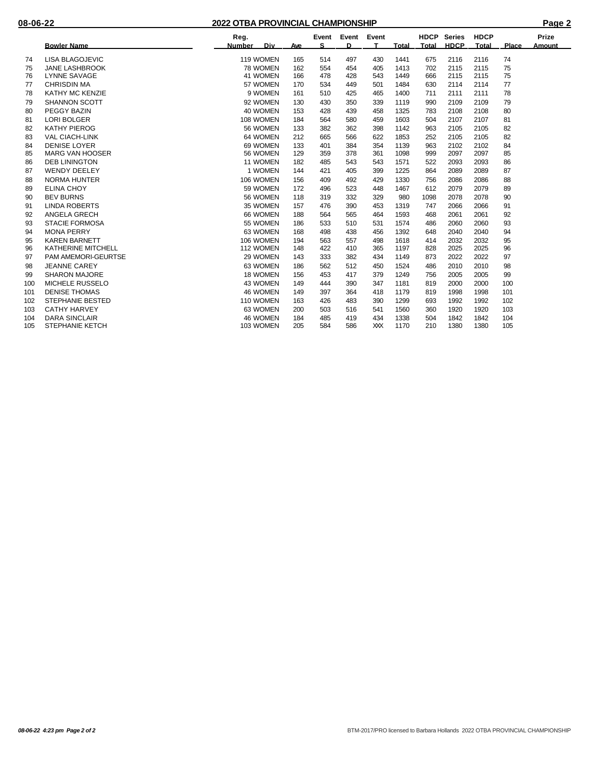# 2022 OTBA PROVINCIAL CHAMPIONSHIP

| | Bowler Name | Reg. Number | Div | Ave | Event S | Event D | Event T | Total | HDCP Total | Series HDCP | HDCP Total | Place | Prize Amount |
|---|---|---|---|---|---|---|---|---|---|---|---|---|---|
| 74 | LISA BLAGOJEVIC | 119 | WOMEN | 165 | 514 | 497 | 430 | 1441 | 675 | 2116 | 2116 | 74 | |
| 75 | JANE LASHBROOK | 78 | WOMEN | 162 | 554 | 454 | 405 | 1413 | 702 | 2115 | 2115 | 75 | |
| 76 | LYNNE SAVAGE | 41 | WOMEN | 166 | 478 | 428 | 543 | 1449 | 666 | 2115 | 2115 | 75 | |
| 77 | CHRISDIN MA | 57 | WOMEN | 170 | 534 | 449 | 501 | 1484 | 630 | 2114 | 2114 | 77 | |
| 78 | KATHY MC KENZIE | 9 | WOMEN | 161 | 510 | 425 | 465 | 1400 | 711 | 2111 | 2111 | 78 | |
| 79 | SHANNON SCOTT | 92 | WOMEN | 130 | 430 | 350 | 339 | 1119 | 990 | 2109 | 2109 | 79 | |
| 80 | PEGGY BAZIN | 40 | WOMEN | 153 | 428 | 439 | 458 | 1325 | 783 | 2108 | 2108 | 80 | |
| 81 | LORI BOLGER | 108 | WOMEN | 184 | 564 | 580 | 459 | 1603 | 504 | 2107 | 2107 | 81 | |
| 82 | KATHY PIEROG | 56 | WOMEN | 133 | 382 | 362 | 398 | 1142 | 963 | 2105 | 2105 | 82 | |
| 83 | VAL CIACH-LINK | 64 | WOMEN | 212 | 665 | 566 | 622 | 1853 | 252 | 2105 | 2105 | 82 | |
| 84 | DENISE LOYER | 69 | WOMEN | 133 | 401 | 384 | 354 | 1139 | 963 | 2102 | 2102 | 84 | |
| 85 | MARG VAN HOOSER | 56 | WOMEN | 129 | 359 | 378 | 361 | 1098 | 999 | 2097 | 2097 | 85 | |
| 86 | DEB LININGTON | 11 | WOMEN | 182 | 485 | 543 | 543 | 1571 | 522 | 2093 | 2093 | 86 | |
| 87 | WENDY DEELEY | 1 | WOMEN | 144 | 421 | 405 | 399 | 1225 | 864 | 2089 | 2089 | 87 | |
| 88 | NORMA HUNTER | 106 | WOMEN | 156 | 409 | 492 | 429 | 1330 | 756 | 2086 | 2086 | 88 | |
| 89 | ELINA CHOY | 59 | WOMEN | 172 | 496 | 523 | 448 | 1467 | 612 | 2079 | 2079 | 89 | |
| 90 | BEV BURNS | 56 | WOMEN | 118 | 319 | 332 | 329 | 980 | 1098 | 2078 | 2078 | 90 | |
| 91 | LINDA ROBERTS | 35 | WOMEN | 157 | 476 | 390 | 453 | 1319 | 747 | 2066 | 2066 | 91 | |
| 92 | ANGELA GRECH | 66 | WOMEN | 188 | 564 | 565 | 464 | 1593 | 468 | 2061 | 2061 | 92 | |
| 93 | STACIE FORMOSA | 55 | WOMEN | 186 | 533 | 510 | 531 | 1574 | 486 | 2060 | 2060 | 93 | |
| 94 | MONA PERRY | 63 | WOMEN | 168 | 498 | 438 | 456 | 1392 | 648 | 2040 | 2040 | 94 | |
| 95 | KAREN BARNETT | 106 | WOMEN | 194 | 563 | 557 | 498 | 1618 | 414 | 2032 | 2032 | 95 | |
| 96 | KATHERINE MITCHELL | 112 | WOMEN | 148 | 422 | 410 | 365 | 1197 | 828 | 2025 | 2025 | 96 | |
| 97 | PAM AMEMORI-GEURTSE | 29 | WOMEN | 143 | 333 | 382 | 434 | 1149 | 873 | 2022 | 2022 | 97 | |
| 98 | JEANNE CAREY | 63 | WOMEN | 186 | 562 | 512 | 450 | 1524 | 486 | 2010 | 2010 | 98 | |
| 99 | SHARON MAJORE | 18 | WOMEN | 156 | 453 | 417 | 379 | 1249 | 756 | 2005 | 2005 | 99 | |
| 100 | MICHELE RUSSELO | 43 | WOMEN | 149 | 444 | 390 | 347 | 1181 | 819 | 2000 | 2000 | 100 | |
| 101 | DENISE THOMAS | 46 | WOMEN | 149 | 397 | 364 | 418 | 1179 | 819 | 1998 | 1998 | 101 | |
| 102 | STEPHANIE BESTED | 110 | WOMEN | 163 | 426 | 483 | 390 | 1299 | 693 | 1992 | 1992 | 102 | |
| 103 | CATHY HARVEY | 63 | WOMEN | 200 | 503 | 516 | 541 | 1560 | 360 | 1920 | 1920 | 103 | |
| 104 | DARA SINCLAIR | 46 | WOMEN | 184 | 485 | 419 | 434 | 1338 | 504 | 1842 | 1842 | 104 | |
| 105 | STEPHANIE KETCH | 103 | WOMEN | 205 | 584 | 586 | XXX | 1170 | 210 | 1380 | 1380 | 105 | |

BTM-2017/PRO licensed to Barbara Hollands 2022 OTBA PROVINCIAL CHAMPIONSHIP